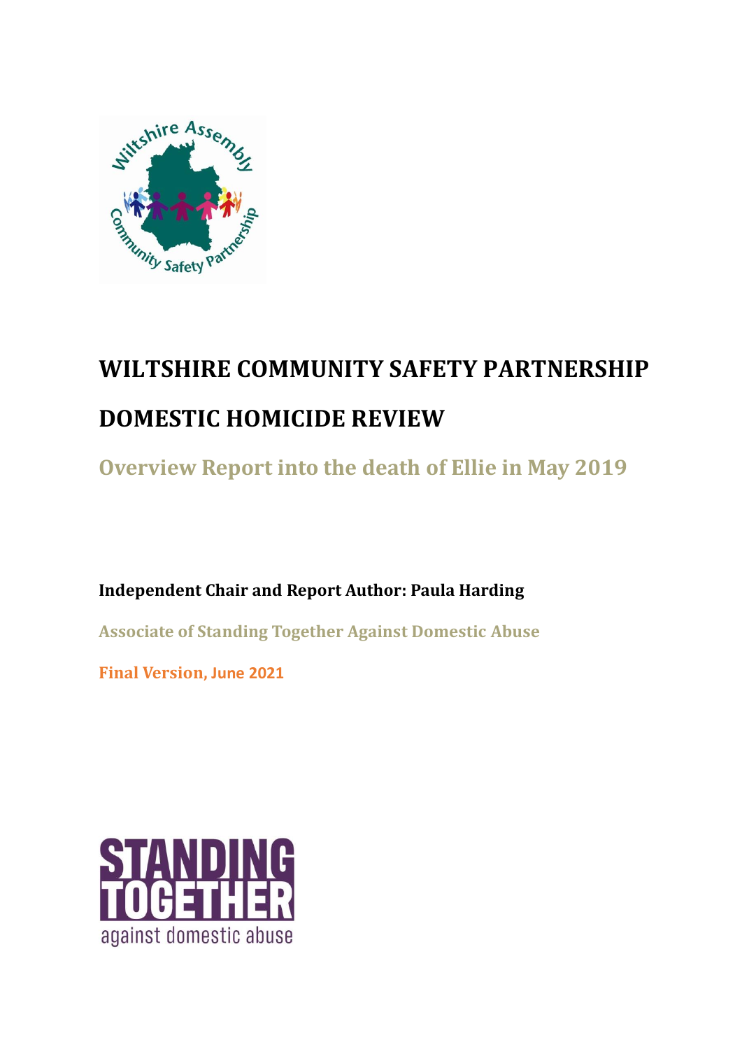# WILTSHIRE COMMUNITY SAFETY PARTNERSHIP

# DOMESTIC HOMICIDE REVIEW

## Overview Report into the death of Ellie in May 2019

**Independent Chair and Report Author: Paula Harding**

**Associate of Standing Together Against Domestic Abuse**

**Final Version, June 2021**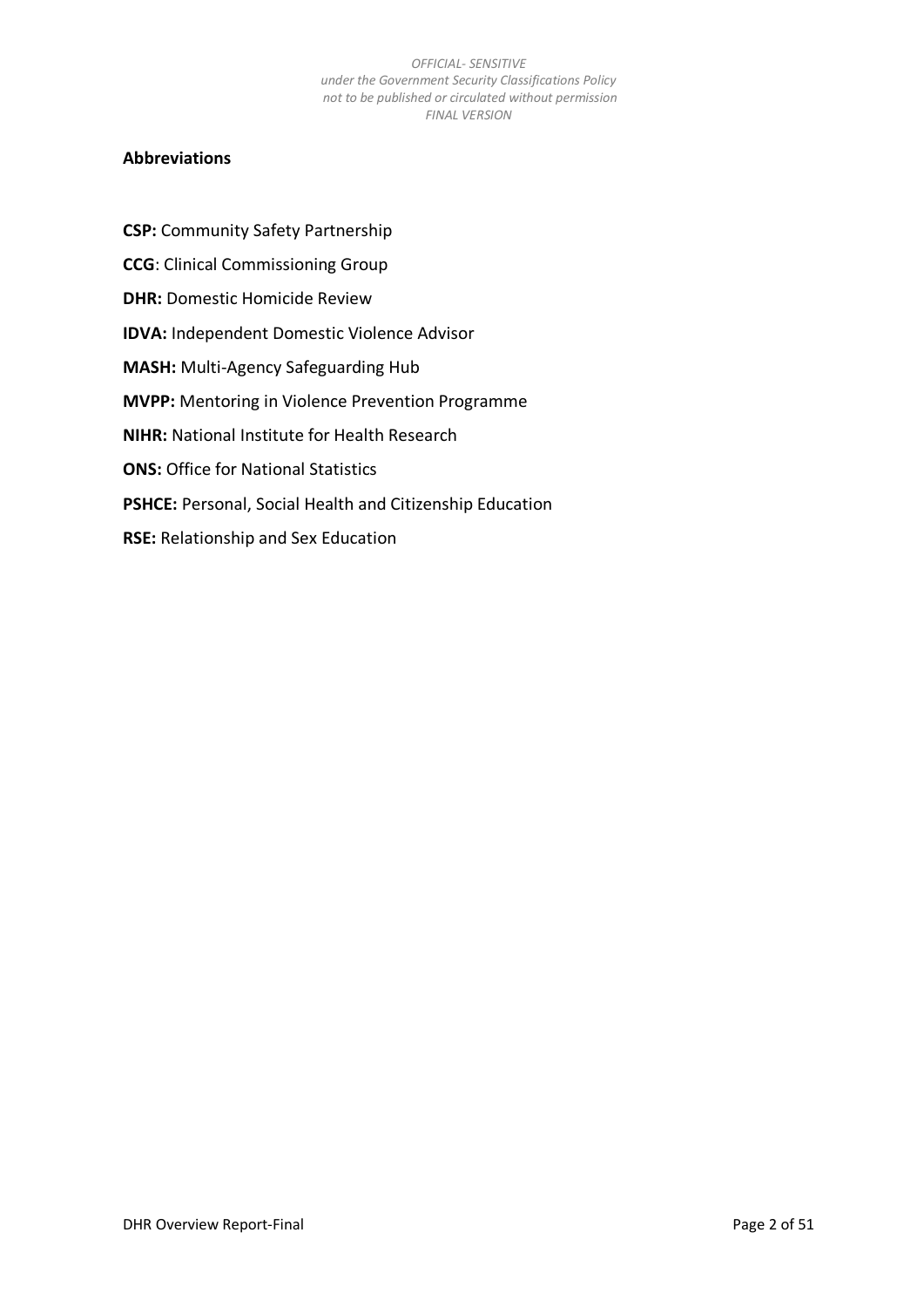## Abbreviations

**CSP:** Community Safety Partnership

**CCG**: Clinical Commissioning Group

**DHR:** Domestic Homicide Review

**IDVA:** Independent Domestic Violence Advisor

**MASH:** Multi-Agency Safeguarding Hub

**MVPP:** Mentoring in Violence Prevention Programme

**NIHR:** National Institute for Health Research

**ONS:** Office for National Statistics

**PSHCE:** Personal, Social Health and Citizenship Education

**RSE:** Relationship and Sex Education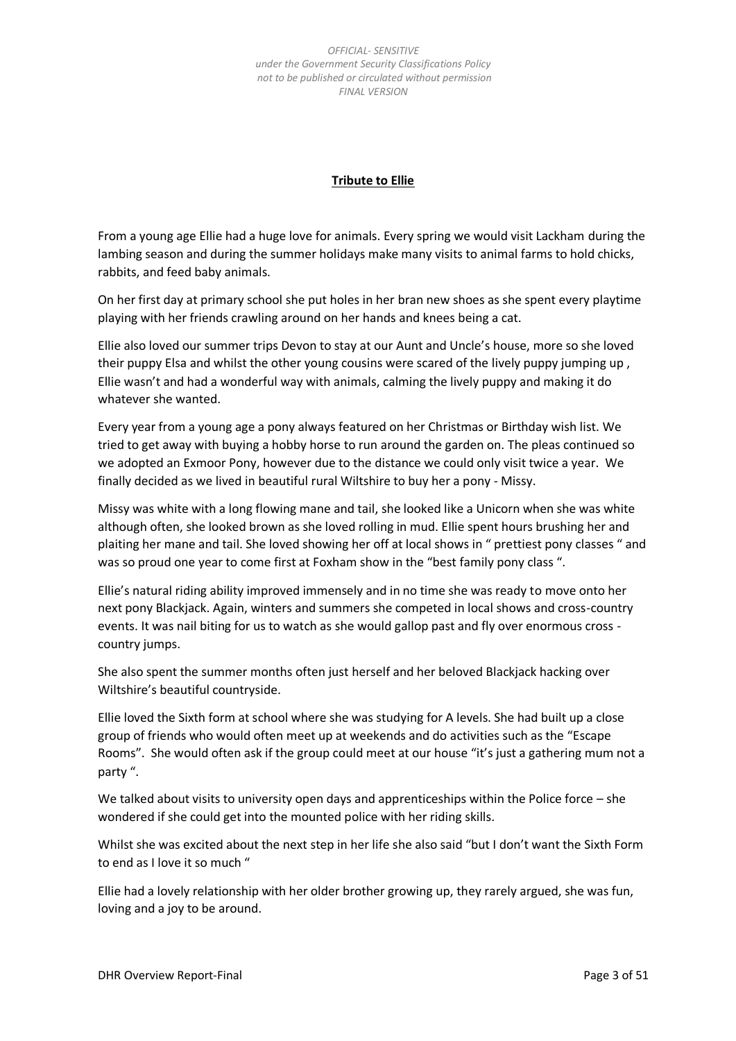## Tribute to Ellie

From a young age Ellie had a huge love for animals. Every spring we would visit Lackham during the lambing season and during the summer holidays make many visits to animal farms to hold chicks, rabbits, and feed baby animals.

On her first day at primary school she put holes in her bran new shoes as she spent every playtime playing with her friends crawling around on her hands and knees being a cat.

Ellie also loved our summer trips Devon to stay at our Aunt and Uncle's house, more so she loved their puppy Elsa and whilst the other young cousins were scared of the lively puppy jumping up , Ellie wasn't and had a wonderful way with animals, calming the lively puppy and making it do whatever she wanted.

Every year from a young age a pony always featured on her Christmas or Birthday wish list. We tried to get away with buying a hobby horse to run around the garden on. The pleas continued so we adopted an Exmoor Pony, however due to the distance we could only visit twice a year. We finally decided as we lived in beautiful rural Wiltshire to buy her a pony - Missy.

Missy was white with a long flowing mane and tail, she looked like a Unicorn when she was white although often, she looked brown as she loved rolling in mud. Ellie spent hours brushing her and plaiting her mane and tail. She loved showing her off at local shows in " prettiest pony classes " and was so proud one year to come first at Foxham show in the "best family pony class ".

Ellie's natural riding ability improved immensely and in no time she was ready to move onto her next pony Blackjack. Again, winters and summers she competed in local shows and cross-country events. It was nail biting for us to watch as she would gallop past and fly over enormous cross - country jumps.

She also spent the summer months often just herself and her beloved Blackjack hacking over Wiltshire's beautiful countryside.

Ellie loved the Sixth form at school where she was studying for A levels. She had built up a close group of friends who would often meet up at weekends and do activities such as the "Escape Rooms". She would often ask if the group could meet at our house "it's just a gathering mum not a party ".

We talked about visits to university open days and apprenticeships within the Police force – she wondered if she could get into the mounted police with her riding skills.

Whilst she was excited about the next step in her life she also said "but I don't want the Sixth Form to end as I love it so much "

Ellie had a lovely relationship with her older brother growing up, they rarely argued, she was fun, loving and a joy to be around.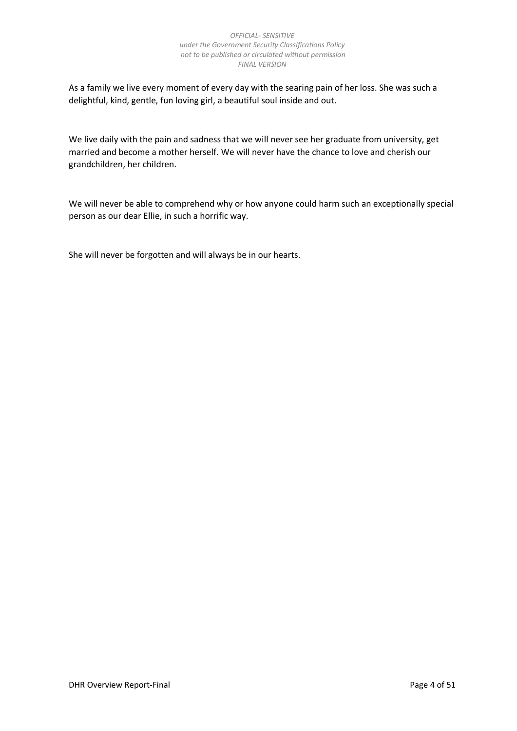As a family we live every moment of every day with the searing pain of her loss. She was such a delightful, kind, gentle, fun loving girl, a beautiful soul inside and out.

We live daily with the pain and sadness that we will never see her graduate from university, get married and become a mother herself. We will never have the chance to love and cherish our grandchildren, her children.

We will never be able to comprehend why or how anyone could harm such an exceptionally special person as our dear Ellie, in such a horrific way.

She will never be forgotten and will always be in our hearts.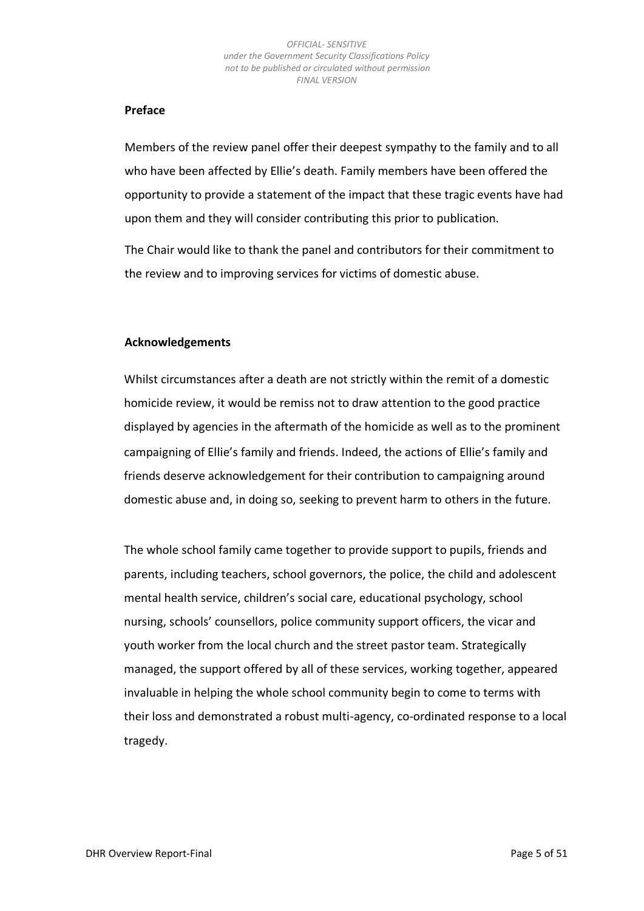## Preface

Members of the review panel offer their deepest sympathy to the family and to all who have been affected by Ellie's death. Family members have been offered the opportunity to provide a statement of the impact that these tragic events have had upon them and they will consider contributing this prior to publication.

The Chair would like to thank the panel and contributors for their commitment to the review and to improving services for victims of domestic abuse.

## Acknowledgements

Whilst circumstances after a death are not strictly within the remit of a domestic homicide review, it would be remiss not to draw attention to the good practice displayed by agencies in the aftermath of the homicide as well as to the prominent campaigning of Ellie's family and friends. Indeed, the actions of Ellie's family and friends deserve acknowledgement for their contribution to campaigning around domestic abuse and, in doing so, seeking to prevent harm to others in the future.

The whole school family came together to provide support to pupils, friends and parents, including teachers, school governors, the police, the child and adolescent mental health service, children's social care, educational psychology, school nursing, schools' counsellors, police community support officers, the vicar and youth worker from the local church and the street pastor team. Strategically managed, the support offered by all of these services, working together, appeared invaluable in helping the whole school community begin to come to terms with their loss and demonstrated a robust multi-agency, co-ordinated response to a local tragedy.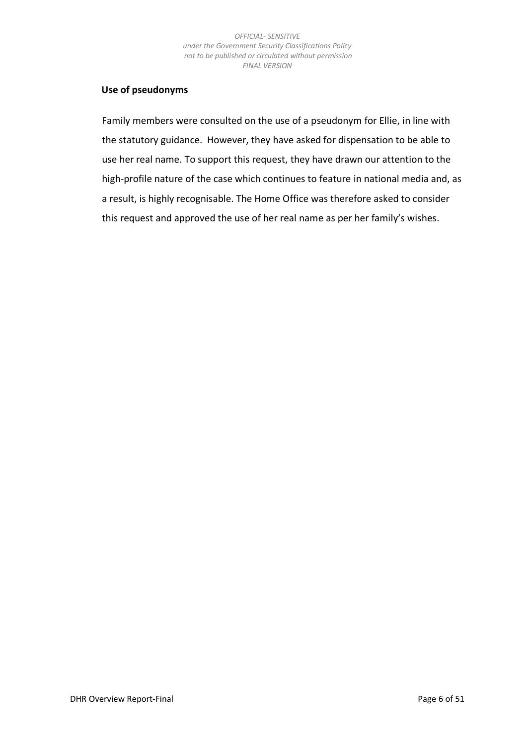## Use of pseudonyms

Family members were consulted on the use of a pseudonym for Ellie, in line with the statutory guidance. However, they have asked for dispensation to be able to use her real name. To support this request, they have drawn our attention to the high-profile nature of the case which continues to feature in national media and, as a result, is highly recognisable. The Home Office was therefore asked to consider this request and approved the use of her real name as per her family's wishes.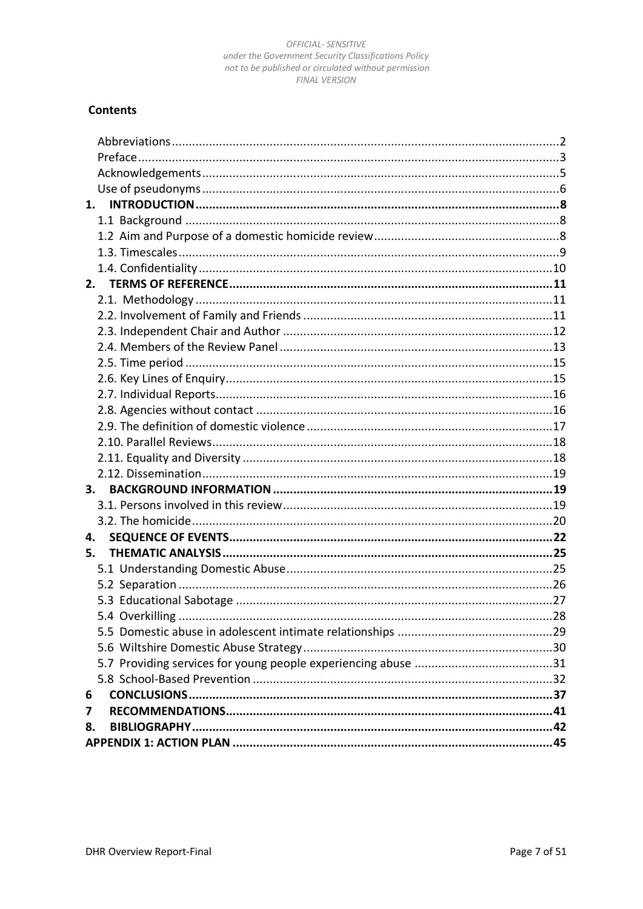**Contents**

| | |
|---|---|
| Abbreviations | 2 |
| Preface | 3 |
| Acknowledgements | 5 |
| Use of pseudonyms | 6 |
| **1. INTRODUCTION** | **8** |
| 1.1 Background | 8 |
| 1.2 Aim and Purpose of a domestic homicide review | 8 |
| 1.3. Timescales | 9 |
| 1.4. Confidentiality | 10 |
| **2. TERMS OF REFERENCE** | **11** |
| 2.1. Methodology | 11 |
| 2.2. Involvement of Family and Friends | 11 |
| 2.3. Independent Chair and Author | 12 |
| 2.4. Members of the Review Panel | 13 |
| 2.5. Time period | 15 |
| 2.6. Key Lines of Enquiry | 15 |
| 2.7. Individual Reports | 16 |
| 2.8. Agencies without contact | 16 |
| 2.9. The definition of domestic violence | 17 |
| 2.10. Parallel Reviews | 18 |
| 2.11. Equality and Diversity | 18 |
| 2.12. Dissemination | 19 |
| **3. BACKGROUND INFORMATION** | **19** |
| 3.1. Persons involved in this review | 19 |
| 3.2. The homicide | 20 |
| **4. SEQUENCE OF EVENTS** | **22** |
| **5. THEMATIC ANALYSIS** | **25** |
| 5.1 Understanding Domestic Abuse | 25 |
| 5.2 Separation | 26 |
| 5.3 Educational Sabotage | 27 |
| 5.4 Overkilling | 28 |
| 5.5 Domestic abuse in adolescent intimate relationships | 29 |
| 5.6 Wiltshire Domestic Abuse Strategy | 30 |
| 5.7 Providing services for young people experiencing abuse | 31 |
| 5.8 School-Based Prevention | 32 |
| **6 CONCLUSIONS** | **37** |
| **7 RECOMMENDATIONS** | **41** |
| **8. BIBLIOGRAPHY** | **42** |
| **APPENDIX 1: ACTION PLAN** | **45** |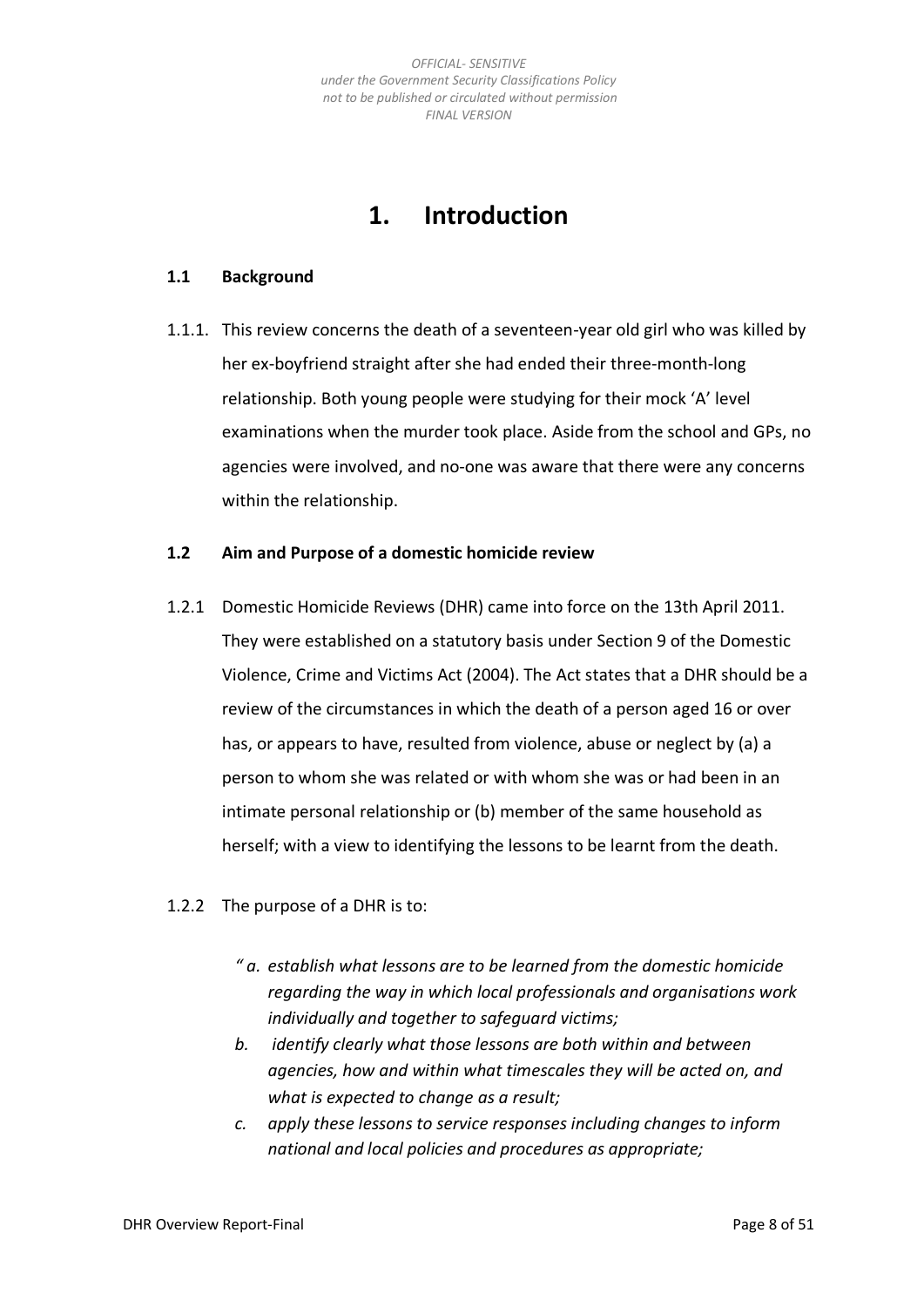# 1. Introduction

## 1.1 Background

1.1.1. This review concerns the death of a seventeen-year old girl who was killed by her ex-boyfriend straight after she had ended their three-month-long relationship. Both young people were studying for their mock 'A' level examinations when the murder took place. Aside from the school and GPs, no agencies were involved, and no-one was aware that there were any concerns within the relationship.

## 1.2 Aim and Purpose of a domestic homicide review

1.2.1 Domestic Homicide Reviews (DHR) came into force on the 13th April 2011. They were established on a statutory basis under Section 9 of the Domestic Violence, Crime and Victims Act (2004). The Act states that a DHR should be a review of the circumstances in which the death of a person aged 16 or over has, or appears to have, resulted from violence, abuse or neglect by (a) a person to whom she was related or with whom she was or had been in an intimate personal relationship or (b) member of the same household as herself; with a view to identifying the lessons to be learnt from the death.

1.2.2 The purpose of a DHR is to:

*" a. establish what lessons are to be learned from the domestic homicide regarding the way in which local professionals and organisations work individually and together to safeguard victims;*

*b. identify clearly what those lessons are both within and between agencies, how and within what timescales they will be acted on, and what is expected to change as a result;*

*c. apply these lessons to service responses including changes to inform national and local policies and procedures as appropriate;*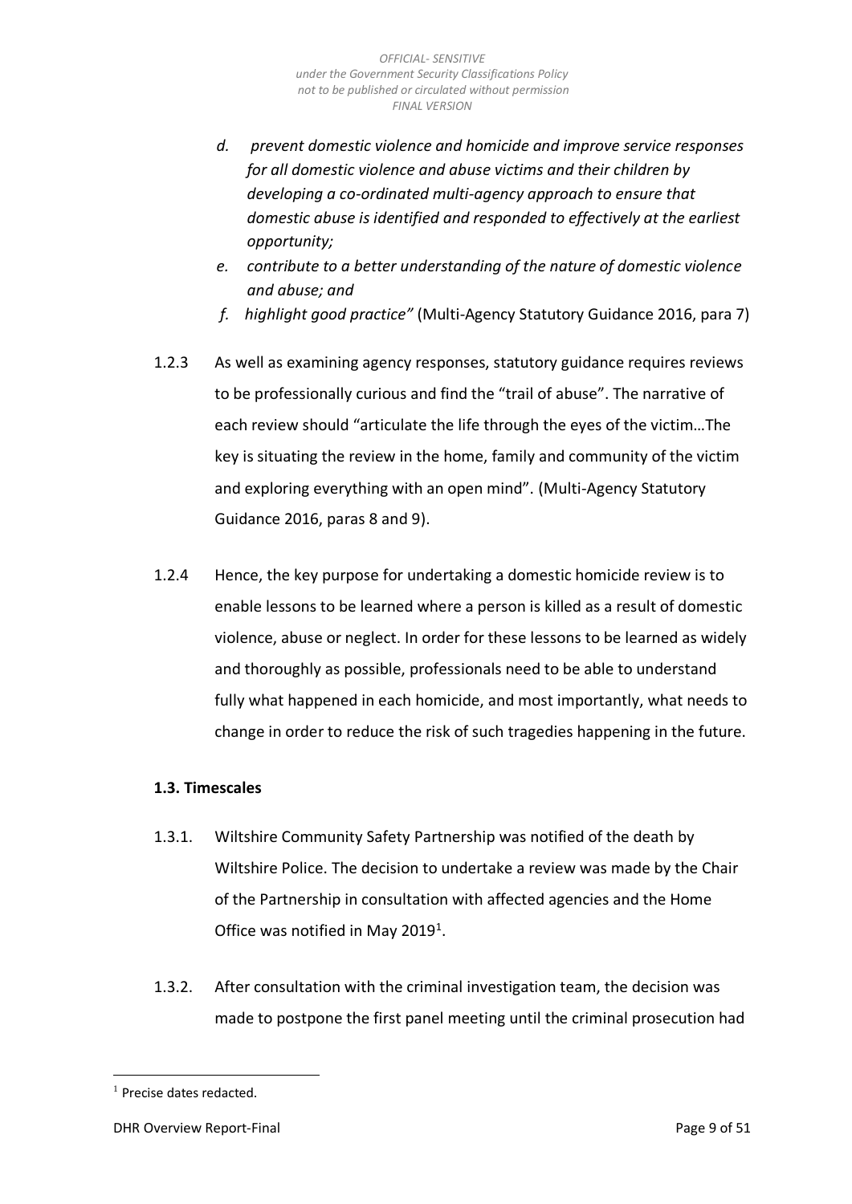*d. prevent domestic violence and homicide and improve service responses for all domestic violence and abuse victims and their children by developing a co-ordinated multi-agency approach to ensure that domestic abuse is identified and responded to effectively at the earliest opportunity;*

*e. contribute to a better understanding of the nature of domestic violence and abuse; and*

*f. highlight good practice"* (Multi-Agency Statutory Guidance 2016, para 7)

1.2.3 As well as examining agency responses, statutory guidance requires reviews to be professionally curious and find the "trail of abuse". The narrative of each review should "articulate the life through the eyes of the victim…The key is situating the review in the home, family and community of the victim and exploring everything with an open mind". (Multi-Agency Statutory Guidance 2016, paras 8 and 9).

1.2.4 Hence, the key purpose for undertaking a domestic homicide review is to enable lessons to be learned where a person is killed as a result of domestic violence, abuse or neglect. In order for these lessons to be learned as widely and thoroughly as possible, professionals need to be able to understand fully what happened in each homicide, and most importantly, what needs to change in order to reduce the risk of such tragedies happening in the future.

### 1.3. Timescales

1.3.1. Wiltshire Community Safety Partnership was notified of the death by Wiltshire Police. The decision to undertake a review was made by the Chair of the Partnership in consultation with affected agencies and the Home Office was notified in May 2019[1].

1.3.2. After consultation with the criminal investigation team, the decision was made to postpone the first panel meeting until the criminal prosecution had

[1] Precise dates redacted.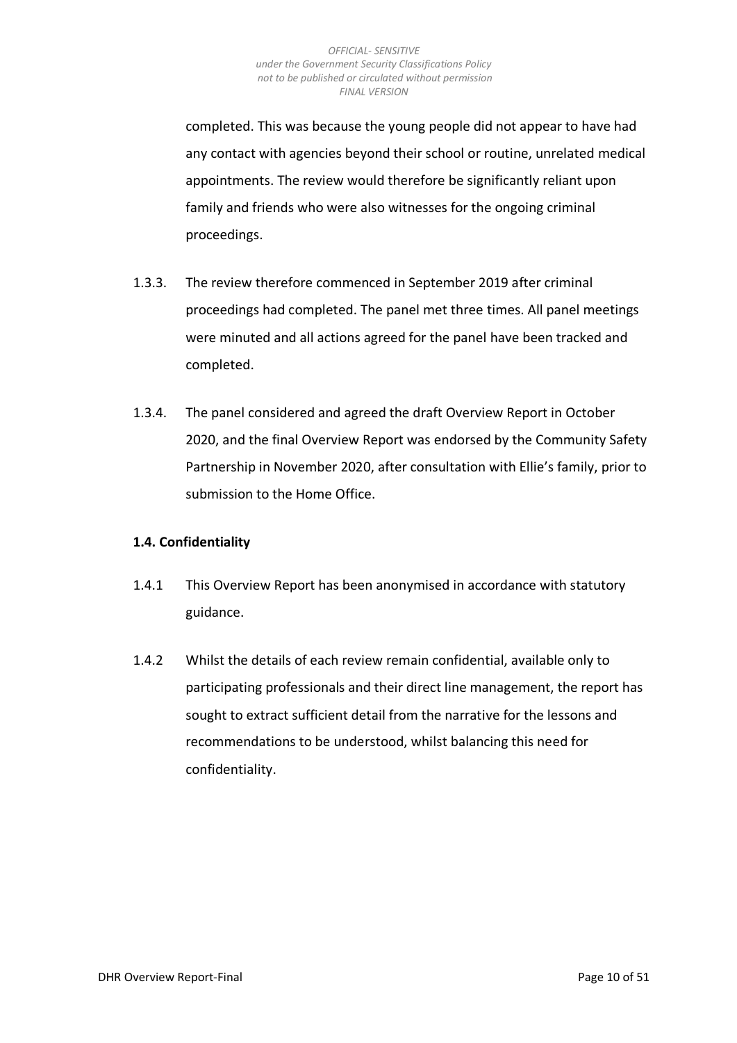completed. This was because the young people did not appear to have had any contact with agencies beyond their school or routine, unrelated medical appointments. The review would therefore be significantly reliant upon family and friends who were also witnesses for the ongoing criminal proceedings.

1.3.3. The review therefore commenced in September 2019 after criminal proceedings had completed. The panel met three times. All panel meetings were minuted and all actions agreed for the panel have been tracked and completed.

1.3.4. The panel considered and agreed the draft Overview Report in October 2020, and the final Overview Report was endorsed by the Community Safety Partnership in November 2020, after consultation with Ellie's family, prior to submission to the Home Office.

**1.4. Confidentiality**

1.4.1 This Overview Report has been anonymised in accordance with statutory guidance.

1.4.2 Whilst the details of each review remain confidential, available only to participating professionals and their direct line management, the report has sought to extract sufficient detail from the narrative for the lessons and recommendations to be understood, whilst balancing this need for confidentiality.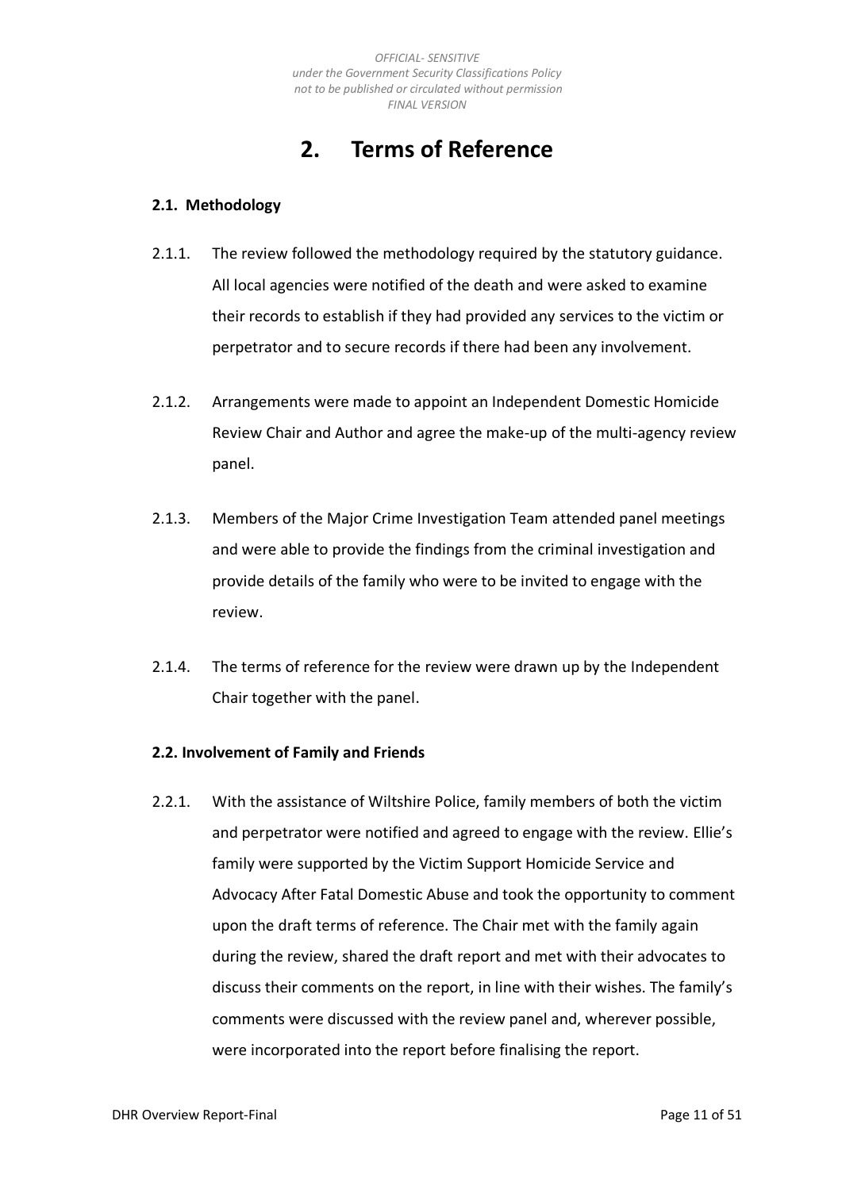# 2. Terms of Reference

### 2.1. Methodology

2.1.1. The review followed the methodology required by the statutory guidance. All local agencies were notified of the death and were asked to examine their records to establish if they had provided any services to the victim or perpetrator and to secure records if there had been any involvement.

2.1.2. Arrangements were made to appoint an Independent Domestic Homicide Review Chair and Author and agree the make-up of the multi-agency review panel.

2.1.3. Members of the Major Crime Investigation Team attended panel meetings and were able to provide the findings from the criminal investigation and provide details of the family who were to be invited to engage with the review.

2.1.4. The terms of reference for the review were drawn up by the Independent Chair together with the panel.

### 2.2. Involvement of Family and Friends

2.2.1. With the assistance of Wiltshire Police, family members of both the victim and perpetrator were notified and agreed to engage with the review. Ellie's family were supported by the Victim Support Homicide Service and Advocacy After Fatal Domestic Abuse and took the opportunity to comment upon the draft terms of reference. The Chair met with the family again during the review, shared the draft report and met with their advocates to discuss their comments on the report, in line with their wishes. The family's comments were discussed with the review panel and, wherever possible, were incorporated into the report before finalising the report.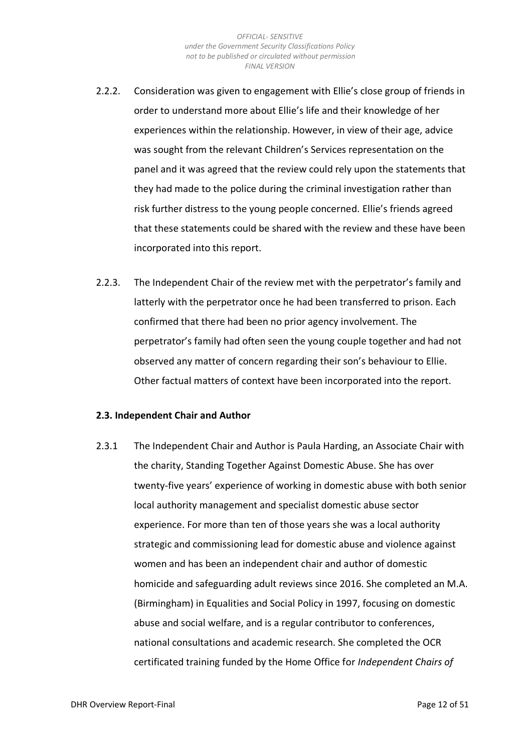2.2.2. Consideration was given to engagement with Ellie's close group of friends in order to understand more about Ellie's life and their knowledge of her experiences within the relationship. However, in view of their age, advice was sought from the relevant Children's Services representation on the panel and it was agreed that the review could rely upon the statements that they had made to the police during the criminal investigation rather than risk further distress to the young people concerned. Ellie's friends agreed that these statements could be shared with the review and these have been incorporated into this report.

2.2.3. The Independent Chair of the review met with the perpetrator's family and latterly with the perpetrator once he had been transferred to prison. Each confirmed that there had been no prior agency involvement. The perpetrator's family had often seen the young couple together and had not observed any matter of concern regarding their son's behaviour to Ellie. Other factual matters of context have been incorporated into the report.

**2.3. Independent Chair and Author**

2.3.1 The Independent Chair and Author is Paula Harding, an Associate Chair with the charity, Standing Together Against Domestic Abuse. She has over twenty-five years' experience of working in domestic abuse with both senior local authority management and specialist domestic abuse sector experience. For more than ten of those years she was a local authority strategic and commissioning lead for domestic abuse and violence against women and has been an independent chair and author of domestic homicide and safeguarding adult reviews since 2016. She completed an M.A. (Birmingham) in Equalities and Social Policy in 1997, focusing on domestic abuse and social welfare, and is a regular contributor to conferences, national consultations and academic research. She completed the OCR certificated training funded by the Home Office for *Independent Chairs of*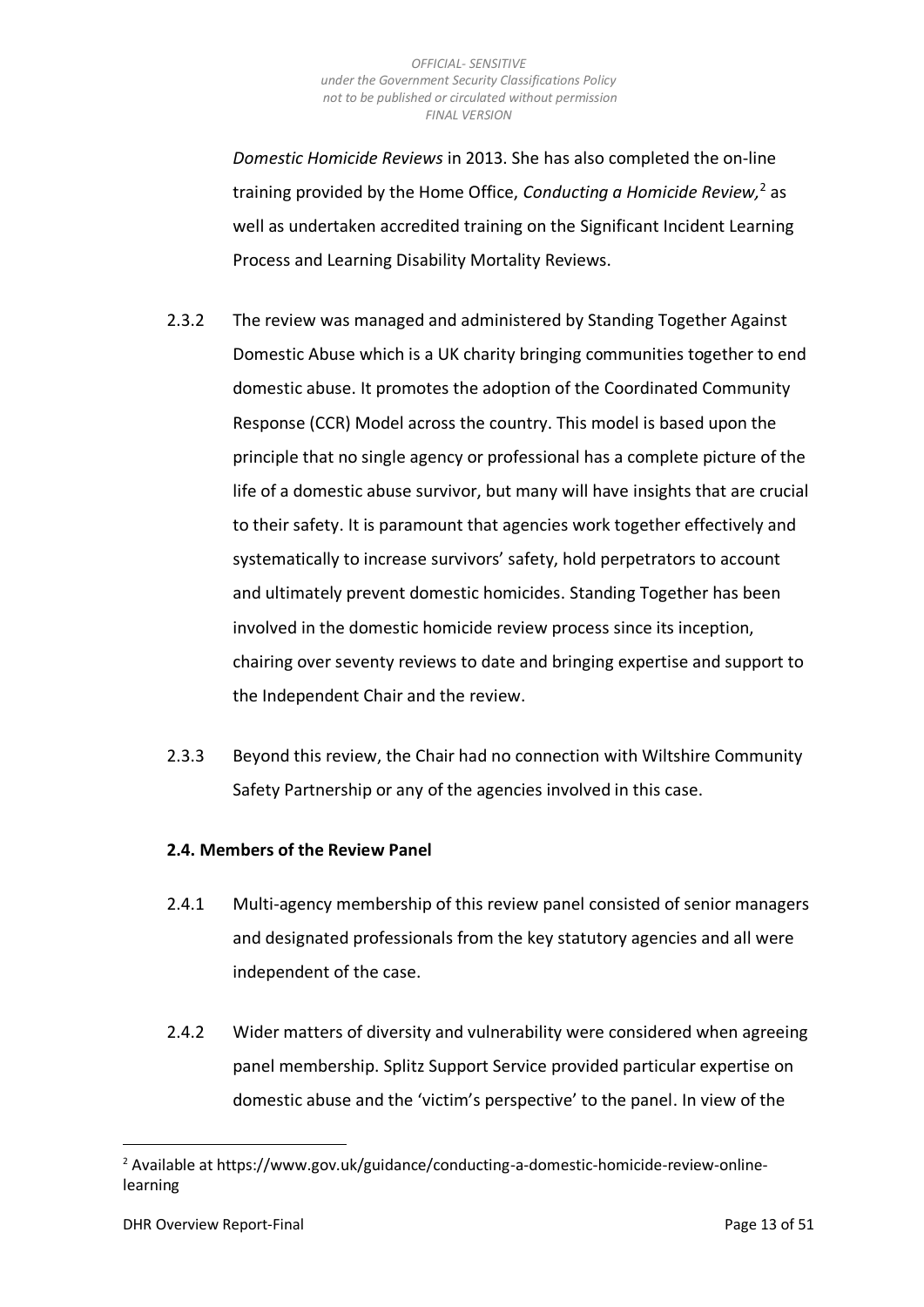*Domestic Homicide Reviews* in 2013. She has also completed the on-line training provided by the Home Office, *Conducting a Homicide Review,*[2] as well as undertaken accredited training on the Significant Incident Learning Process and Learning Disability Mortality Reviews.

2.3.2 The review was managed and administered by Standing Together Against Domestic Abuse which is a UK charity bringing communities together to end domestic abuse. It promotes the adoption of the Coordinated Community Response (CCR) Model across the country. This model is based upon the principle that no single agency or professional has a complete picture of the life of a domestic abuse survivor, but many will have insights that are crucial to their safety. It is paramount that agencies work together effectively and systematically to increase survivors' safety, hold perpetrators to account and ultimately prevent domestic homicides. Standing Together has been involved in the domestic homicide review process since its inception, chairing over seventy reviews to date and bringing expertise and support to the Independent Chair and the review.

2.3.3 Beyond this review, the Chair had no connection with Wiltshire Community Safety Partnership or any of the agencies involved in this case.

**2.4. Members of the Review Panel**

2.4.1 Multi-agency membership of this review panel consisted of senior managers and designated professionals from the key statutory agencies and all were independent of the case.

2.4.2 Wider matters of diversity and vulnerability were considered when agreeing panel membership. Splitz Support Service provided particular expertise on domestic abuse and the 'victim's perspective' to the panel. In view of the

---

[2] Available at https://www.gov.uk/guidance/conducting-a-domestic-homicide-review-online-learning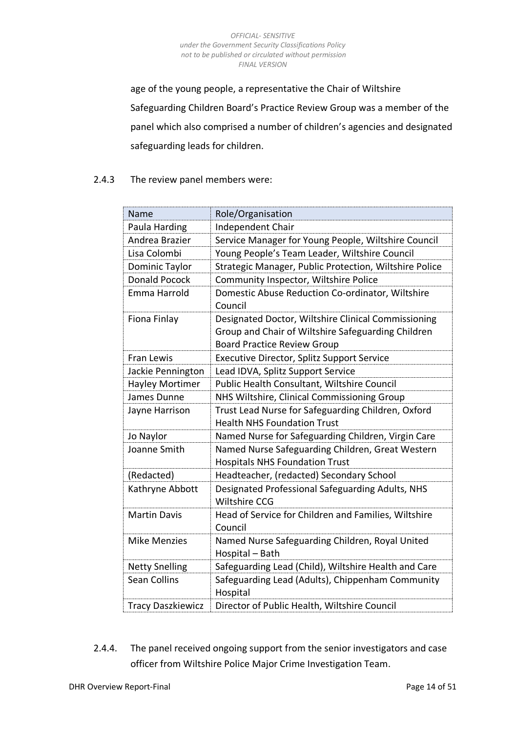age of the young people, a representative the Chair of Wiltshire Safeguarding Children Board's Practice Review Group was a member of the panel which also comprised a number of children's agencies and designated safeguarding leads for children.

2.4.3 The review panel members were:

| Name | Role/Organisation |
|---|---|
| Paula Harding | Independent Chair |
| Andrea Brazier | Service Manager for Young People, Wiltshire Council |
| Lisa Colombi | Young People's Team Leader, Wiltshire Council |
| Dominic Taylor | Strategic Manager, Public Protection, Wiltshire Police |
| Donald Pocock | Community Inspector, Wiltshire Police |
| Emma Harrold | Domestic Abuse Reduction Co-ordinator, Wiltshire Council |
| Fiona Finlay | Designated Doctor, Wiltshire Clinical Commissioning Group and Chair of Wiltshire Safeguarding Children Board Practice Review Group |
| Fran Lewis | Executive Director, Splitz Support Service |
| Jackie Pennington | Lead IDVA, Splitz Support Service |
| Hayley Mortimer | Public Health Consultant, Wiltshire Council |
| James Dunne | NHS Wiltshire, Clinical Commissioning Group |
| Jayne Harrison | Trust Lead Nurse for Safeguarding Children, Oxford Health NHS Foundation Trust |
| Jo Naylor | Named Nurse for Safeguarding Children, Virgin Care |
| Joanne Smith | Named Nurse Safeguarding Children, Great Western Hospitals NHS Foundation Trust |
| (Redacted) | Headteacher, (redacted) Secondary School |
| Kathryne Abbott | Designated Professional Safeguarding Adults, NHS Wiltshire CCG |
| Martin Davis | Head of Service for Children and Families, Wiltshire Council |
| Mike Menzies | Named Nurse Safeguarding Children, Royal United Hospital – Bath |
| Netty Snelling | Safeguarding Lead (Child), Wiltshire Health and Care |
| Sean Collins | Safeguarding Lead (Adults), Chippenham Community Hospital |
| Tracy Daszkiewicz | Director of Public Health, Wiltshire Council |

2.4.4. The panel received ongoing support from the senior investigators and case officer from Wiltshire Police Major Crime Investigation Team.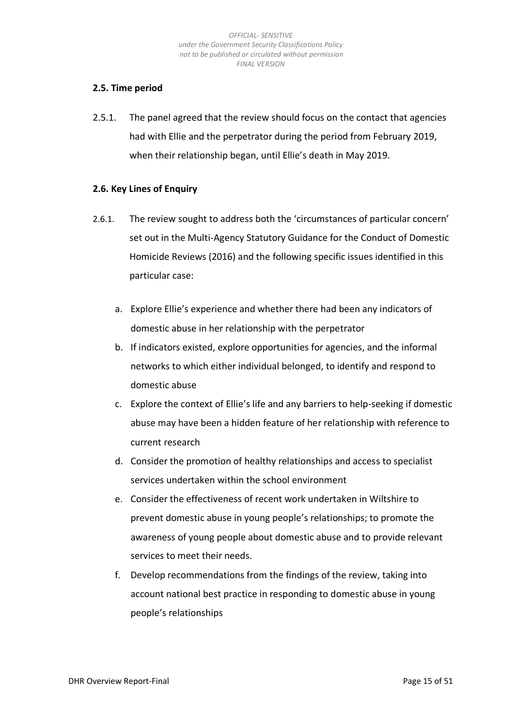### 2.5. Time period

2.5.1. The panel agreed that the review should focus on the contact that agencies had with Ellie and the perpetrator during the period from February 2019, when their relationship began, until Ellie's death in May 2019.

### 2.6. Key Lines of Enquiry

2.6.1. The review sought to address both the 'circumstances of particular concern' set out in the Multi-Agency Statutory Guidance for the Conduct of Domestic Homicide Reviews (2016) and the following specific issues identified in this particular case:

a. Explore Ellie's experience and whether there had been any indicators of domestic abuse in her relationship with the perpetrator

b. If indicators existed, explore opportunities for agencies, and the informal networks to which either individual belonged, to identify and respond to domestic abuse

c. Explore the context of Ellie's life and any barriers to help-seeking if domestic abuse may have been a hidden feature of her relationship with reference to current research

d. Consider the promotion of healthy relationships and access to specialist services undertaken within the school environment

e. Consider the effectiveness of recent work undertaken in Wiltshire to prevent domestic abuse in young people's relationships; to promote the awareness of young people about domestic abuse and to provide relevant services to meet their needs.

f. Develop recommendations from the findings of the review, taking into account national best practice in responding to domestic abuse in young people's relationships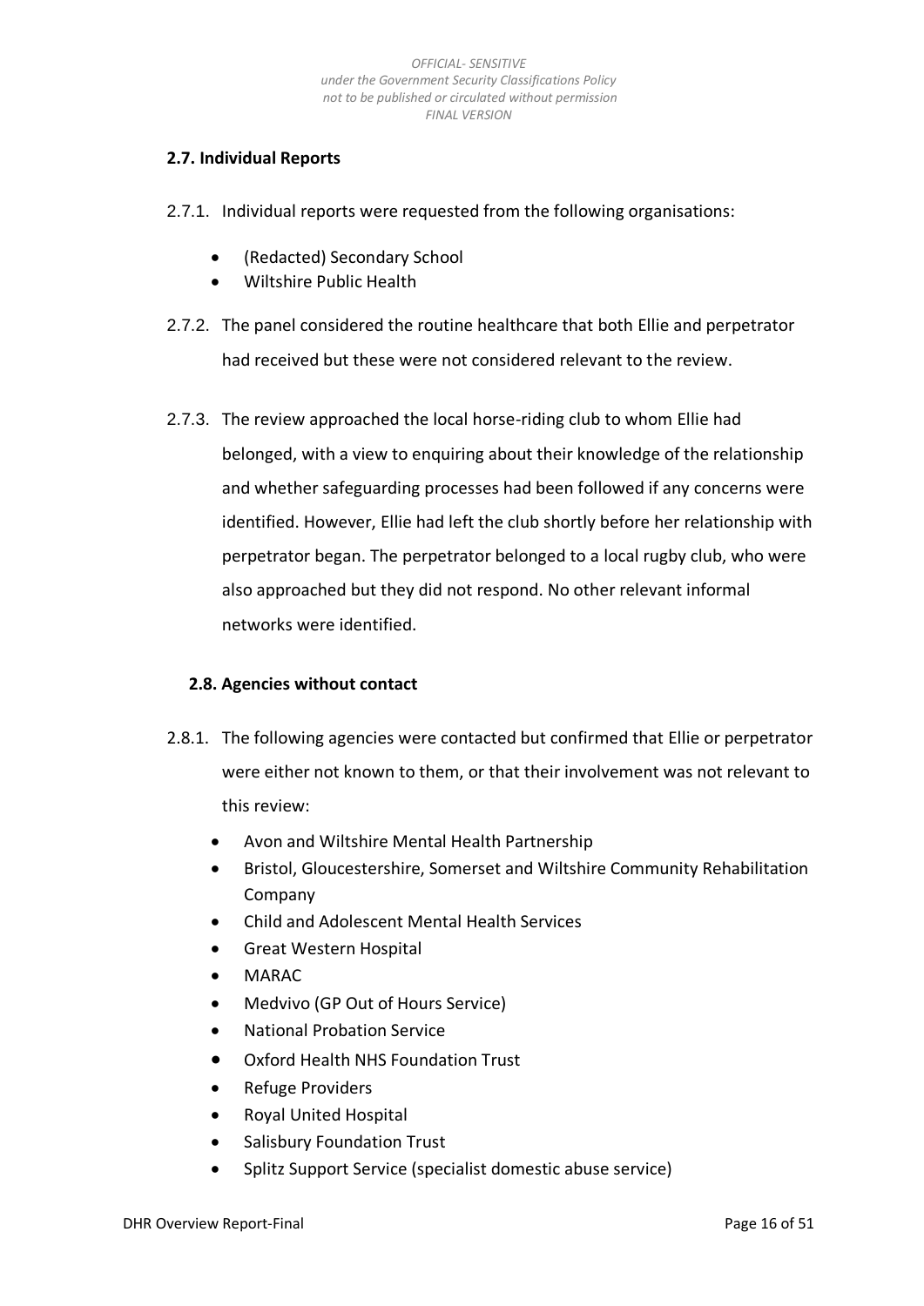## 2.7. Individual Reports

2.7.1. Individual reports were requested from the following organisations:

- (Redacted) Secondary School
- Wiltshire Public Health

2.7.2. The panel considered the routine healthcare that both Ellie and perpetrator had received but these were not considered relevant to the review.

2.7.3. The review approached the local horse-riding club to whom Ellie had belonged, with a view to enquiring about their knowledge of the relationship and whether safeguarding processes had been followed if any concerns were identified. However, Ellie had left the club shortly before her relationship with perpetrator began. The perpetrator belonged to a local rugby club, who were also approached but they did not respond. No other relevant informal networks were identified.

## 2.8. Agencies without contact

2.8.1. The following agencies were contacted but confirmed that Ellie or perpetrator were either not known to them, or that their involvement was not relevant to this review:

- Avon and Wiltshire Mental Health Partnership
- Bristol, Gloucestershire, Somerset and Wiltshire Community Rehabilitation Company
- Child and Adolescent Mental Health Services
- Great Western Hospital
- MARAC
- Medvivo (GP Out of Hours Service)
- National Probation Service
- Oxford Health NHS Foundation Trust
- Refuge Providers
- Royal United Hospital
- Salisbury Foundation Trust
- Splitz Support Service (specialist domestic abuse service)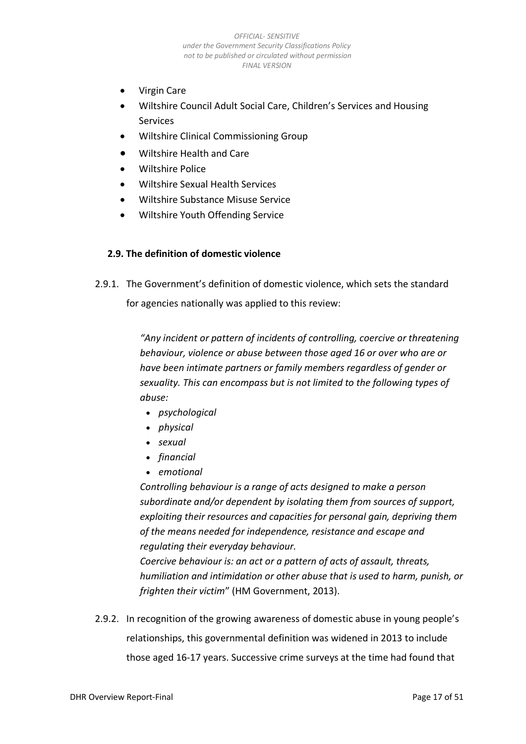- Virgin Care
- Wiltshire Council Adult Social Care, Children's Services and Housing Services
- Wiltshire Clinical Commissioning Group
- Wiltshire Health and Care
- Wiltshire Police
- Wiltshire Sexual Health Services
- Wiltshire Substance Misuse Service
- Wiltshire Youth Offending Service

### 2.9. The definition of domestic violence

2.9.1. The Government's definition of domestic violence, which sets the standard for agencies nationally was applied to this review:

> *"Any incident or pattern of incidents of controlling, coercive or threatening behaviour, violence or abuse between those aged 16 or over who are or have been intimate partners or family members regardless of gender or sexuality. This can encompass but is not limited to the following types of abuse:*
>
> - *psychological*
> - *physical*
> - *sexual*
> - *financial*
> - *emotional*
>
> *Controlling behaviour is a range of acts designed to make a person subordinate and/or dependent by isolating them from sources of support, exploiting their resources and capacities for personal gain, depriving them of the means needed for independence, resistance and escape and regulating their everyday behaviour.*
>
> *Coercive behaviour is: an act or a pattern of acts of assault, threats, humiliation and intimidation or other abuse that is used to harm, punish, or frighten their victim*" (HM Government, 2013).

2.9.2. In recognition of the growing awareness of domestic abuse in young people's relationships, this governmental definition was widened in 2013 to include those aged 16-17 years. Successive crime surveys at the time had found that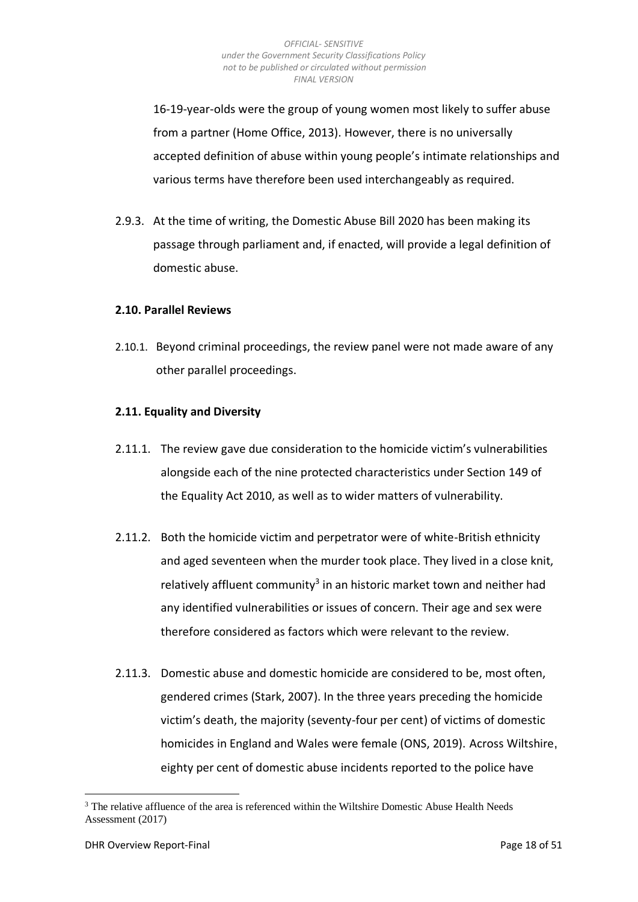16-19-year-olds were the group of young women most likely to suffer abuse from a partner (Home Office, 2013). However, there is no universally accepted definition of abuse within young people's intimate relationships and various terms have therefore been used interchangeably as required.

2.9.3. At the time of writing, the Domestic Abuse Bill 2020 has been making its passage through parliament and, if enacted, will provide a legal definition of domestic abuse.

### 2.10. Parallel Reviews

2.10.1. Beyond criminal proceedings, the review panel were not made aware of any other parallel proceedings.

### 2.11. Equality and Diversity

2.11.1. The review gave due consideration to the homicide victim's vulnerabilities alongside each of the nine protected characteristics under Section 149 of the Equality Act 2010, as well as to wider matters of vulnerability.

2.11.2. Both the homicide victim and perpetrator were of white-British ethnicity and aged seventeen when the murder took place. They lived in a close knit, relatively affluent community[3] in an historic market town and neither had any identified vulnerabilities or issues of concern. Their age and sex were therefore considered as factors which were relevant to the review.

2.11.3. Domestic abuse and domestic homicide are considered to be, most often, gendered crimes (Stark, 2007). In the three years preceding the homicide victim's death, the majority (seventy-four per cent) of victims of domestic homicides in England and Wales were female (ONS, 2019). Across Wiltshire, eighty per cent of domestic abuse incidents reported to the police have

[3] The relative affluence of the area is referenced within the Wiltshire Domestic Abuse Health Needs Assessment (2017)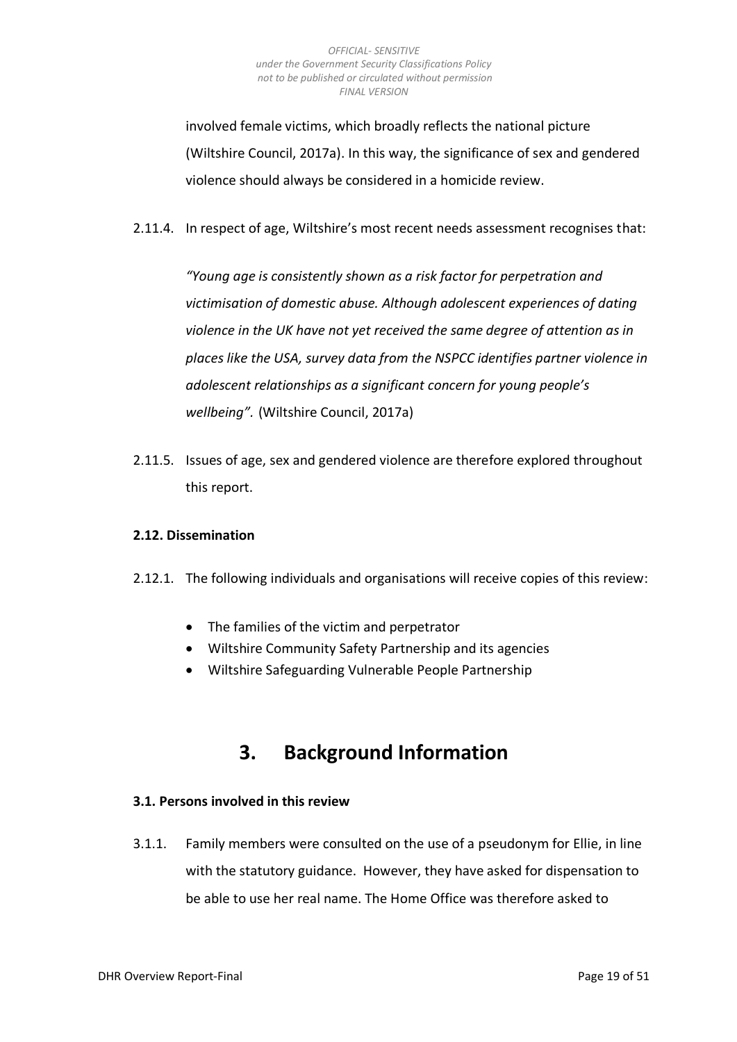involved female victims, which broadly reflects the national picture (Wiltshire Council, 2017a). In this way, the significance of sex and gendered violence should always be considered in a homicide review.

2.11.4. In respect of age, Wiltshire's most recent needs assessment recognises that:

> *"Young age is consistently shown as a risk factor for perpetration and victimisation of domestic abuse. Although adolescent experiences of dating violence in the UK have not yet received the same degree of attention as in places like the USA, survey data from the NSPCC identifies partner violence in adolescent relationships as a significant concern for young people's wellbeing".* (Wiltshire Council, 2017a)

2.11.5. Issues of age, sex and gendered violence are therefore explored throughout this report.

**2.12. Dissemination**

2.12.1. The following individuals and organisations will receive copies of this review:

- The families of the victim and perpetrator
- Wiltshire Community Safety Partnership and its agencies
- Wiltshire Safeguarding Vulnerable People Partnership

# 3. Background Information

**3.1. Persons involved in this review**

3.1.1. Family members were consulted on the use of a pseudonym for Ellie, in line with the statutory guidance. However, they have asked for dispensation to be able to use her real name. The Home Office was therefore asked to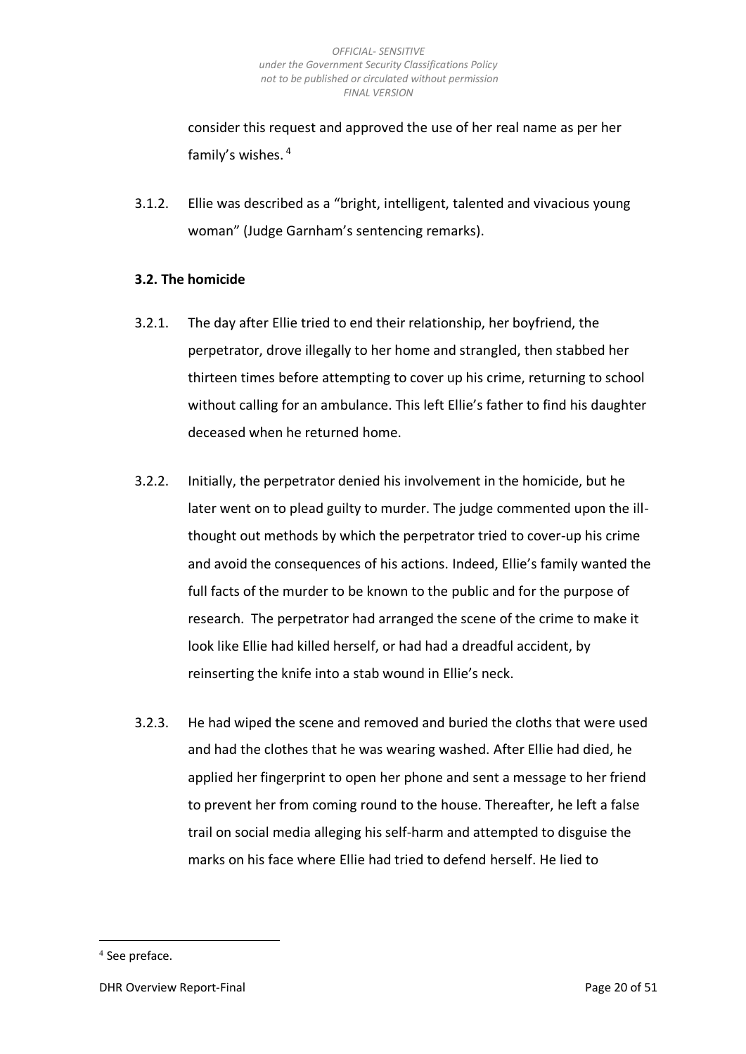consider this request and approved the use of her real name as per her family's wishes. [4]

3.1.2. Ellie was described as a "bright, intelligent, talented and vivacious young woman" (Judge Garnham's sentencing remarks).

### 3.2. The homicide

3.2.1. The day after Ellie tried to end their relationship, her boyfriend, the perpetrator, drove illegally to her home and strangled, then stabbed her thirteen times before attempting to cover up his crime, returning to school without calling for an ambulance. This left Ellie's father to find his daughter deceased when he returned home.

3.2.2. Initially, the perpetrator denied his involvement in the homicide, but he later went on to plead guilty to murder. The judge commented upon the ill-thought out methods by which the perpetrator tried to cover-up his crime and avoid the consequences of his actions. Indeed, Ellie's family wanted the full facts of the murder to be known to the public and for the purpose of research. The perpetrator had arranged the scene of the crime to make it look like Ellie had killed herself, or had had a dreadful accident, by reinserting the knife into a stab wound in Ellie's neck.

3.2.3. He had wiped the scene and removed and buried the cloths that were used and had the clothes that he was wearing washed. After Ellie had died, he applied her fingerprint to open her phone and sent a message to her friend to prevent her from coming round to the house. Thereafter, he left a false trail on social media alleging his self-harm and attempted to disguise the marks on his face where Ellie had tried to defend herself. He lied to

---

[4] See preface.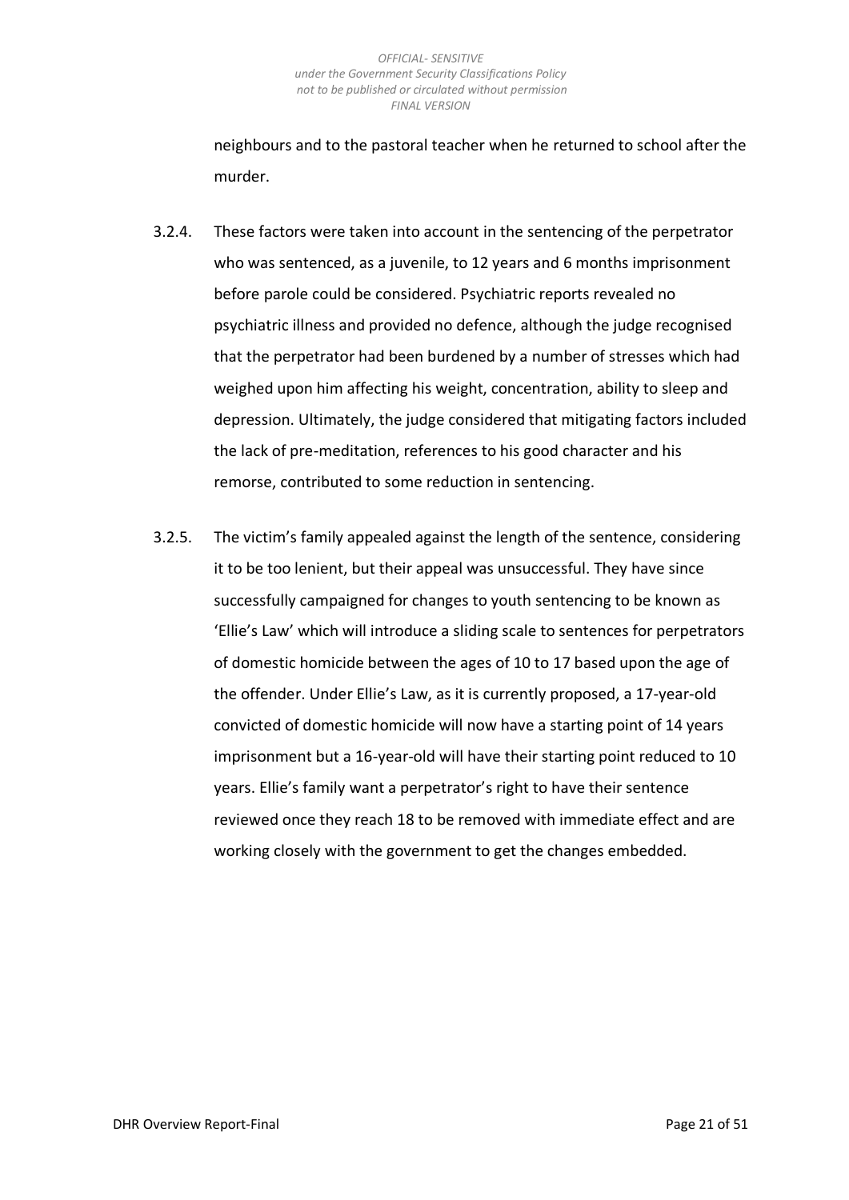neighbours and to the pastoral teacher when he returned to school after the murder.

3.2.4. These factors were taken into account in the sentencing of the perpetrator who was sentenced, as a juvenile, to 12 years and 6 months imprisonment before parole could be considered. Psychiatric reports revealed no psychiatric illness and provided no defence, although the judge recognised that the perpetrator had been burdened by a number of stresses which had weighed upon him affecting his weight, concentration, ability to sleep and depression. Ultimately, the judge considered that mitigating factors included the lack of pre-meditation, references to his good character and his remorse, contributed to some reduction in sentencing.

3.2.5. The victim's family appealed against the length of the sentence, considering it to be too lenient, but their appeal was unsuccessful. They have since successfully campaigned for changes to youth sentencing to be known as 'Ellie's Law' which will introduce a sliding scale to sentences for perpetrators of domestic homicide between the ages of 10 to 17 based upon the age of the offender. Under Ellie's Law, as it is currently proposed, a 17-year-old convicted of domestic homicide will now have a starting point of 14 years imprisonment but a 16-year-old will have their starting point reduced to 10 years. Ellie's family want a perpetrator's right to have their sentence reviewed once they reach 18 to be removed with immediate effect and are working closely with the government to get the changes embedded.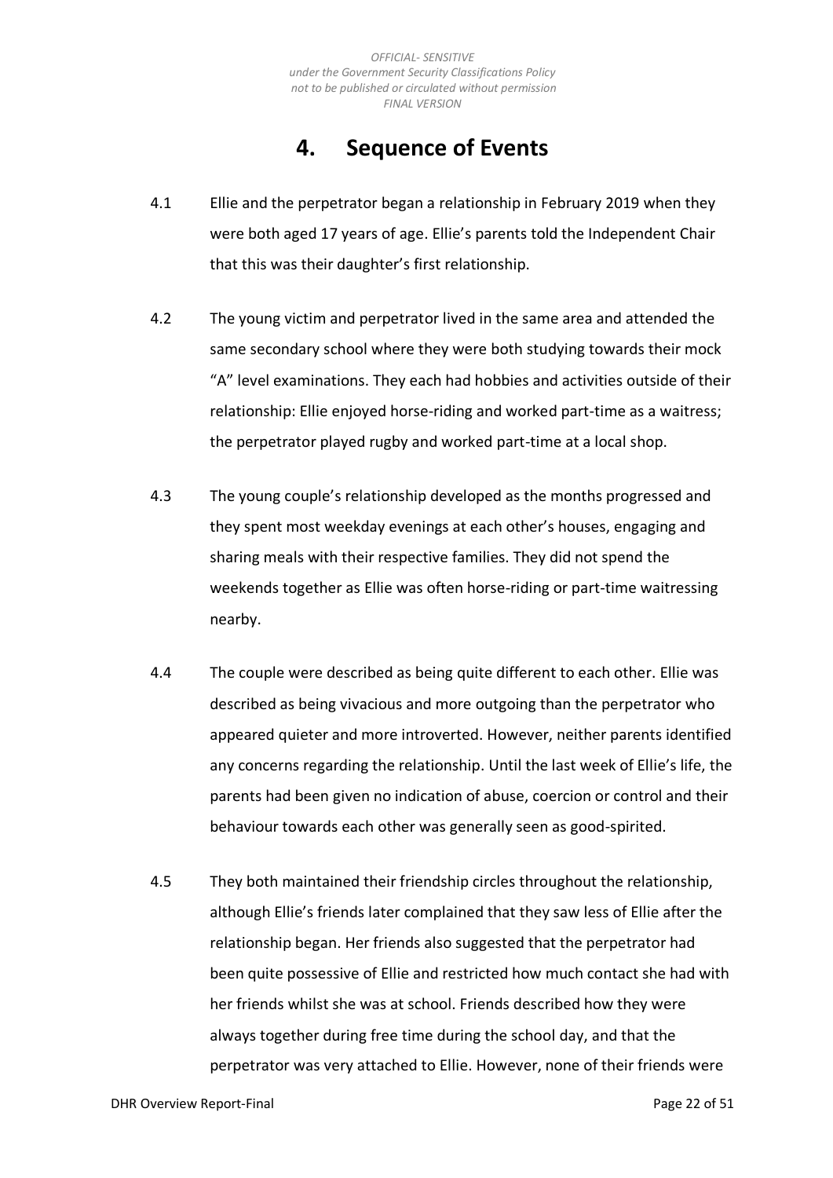# 4. Sequence of Events

4.1 Ellie and the perpetrator began a relationship in February 2019 when they were both aged 17 years of age. Ellie's parents told the Independent Chair that this was their daughter's first relationship.

4.2 The young victim and perpetrator lived in the same area and attended the same secondary school where they were both studying towards their mock "A" level examinations. They each had hobbies and activities outside of their relationship: Ellie enjoyed horse-riding and worked part-time as a waitress; the perpetrator played rugby and worked part-time at a local shop.

4.3 The young couple's relationship developed as the months progressed and they spent most weekday evenings at each other's houses, engaging and sharing meals with their respective families. They did not spend the weekends together as Ellie was often horse-riding or part-time waitressing nearby.

4.4 The couple were described as being quite different to each other. Ellie was described as being vivacious and more outgoing than the perpetrator who appeared quieter and more introverted. However, neither parents identified any concerns regarding the relationship. Until the last week of Ellie's life, the parents had been given no indication of abuse, coercion or control and their behaviour towards each other was generally seen as good-spirited.

4.5 They both maintained their friendship circles throughout the relationship, although Ellie's friends later complained that they saw less of Ellie after the relationship began. Her friends also suggested that the perpetrator had been quite possessive of Ellie and restricted how much contact she had with her friends whilst she was at school. Friends described how they were always together during free time during the school day, and that the perpetrator was very attached to Ellie. However, none of their friends were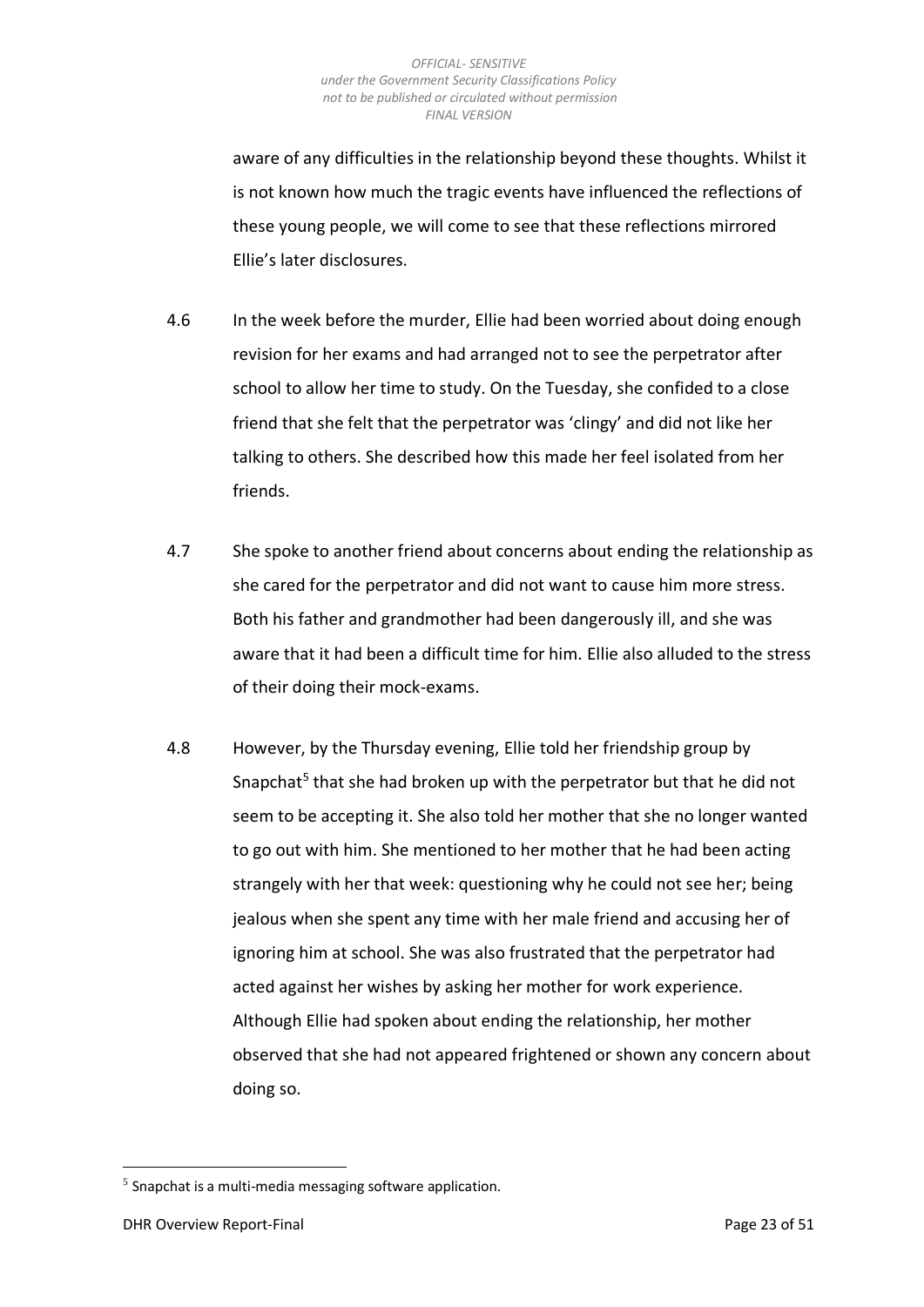aware of any difficulties in the relationship beyond these thoughts. Whilst it is not known how much the tragic events have influenced the reflections of these young people, we will come to see that these reflections mirrored Ellie's later disclosures.

4.6 In the week before the murder, Ellie had been worried about doing enough revision for her exams and had arranged not to see the perpetrator after school to allow her time to study. On the Tuesday, she confided to a close friend that she felt that the perpetrator was 'clingy' and did not like her talking to others. She described how this made her feel isolated from her friends.

4.7 She spoke to another friend about concerns about ending the relationship as she cared for the perpetrator and did not want to cause him more stress. Both his father and grandmother had been dangerously ill, and she was aware that it had been a difficult time for him. Ellie also alluded to the stress of their doing their mock-exams.

4.8 However, by the Thursday evening, Ellie told her friendship group by Snapchat[5] that she had broken up with the perpetrator but that he did not seem to be accepting it. She also told her mother that she no longer wanted to go out with him. She mentioned to her mother that he had been acting strangely with her that week: questioning why he could not see her; being jealous when she spent any time with her male friend and accusing her of ignoring him at school. She was also frustrated that the perpetrator had acted against her wishes by asking her mother for work experience. Although Ellie had spoken about ending the relationship, her mother observed that she had not appeared frightened or shown any concern about doing so.

[5] Snapchat is a multi-media messaging software application.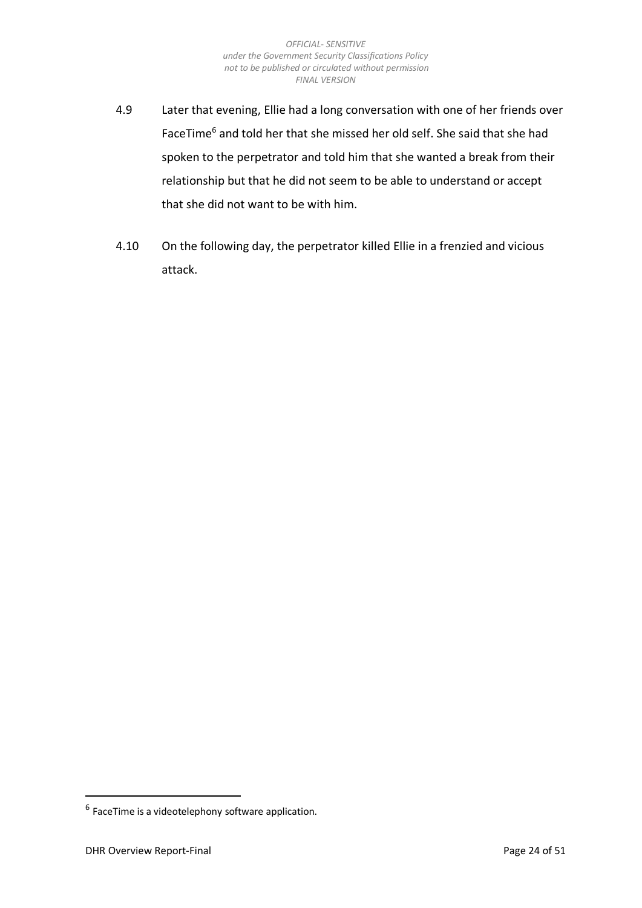4.9 Later that evening, Ellie had a long conversation with one of her friends over FaceTime[6] and told her that she missed her old self. She said that she had spoken to the perpetrator and told him that she wanted a break from their relationship but that he did not seem to be able to understand or accept that she did not want to be with him.

4.10 On the following day, the perpetrator killed Ellie in a frenzied and vicious attack.

[6] FaceTime is a videotelephony software application.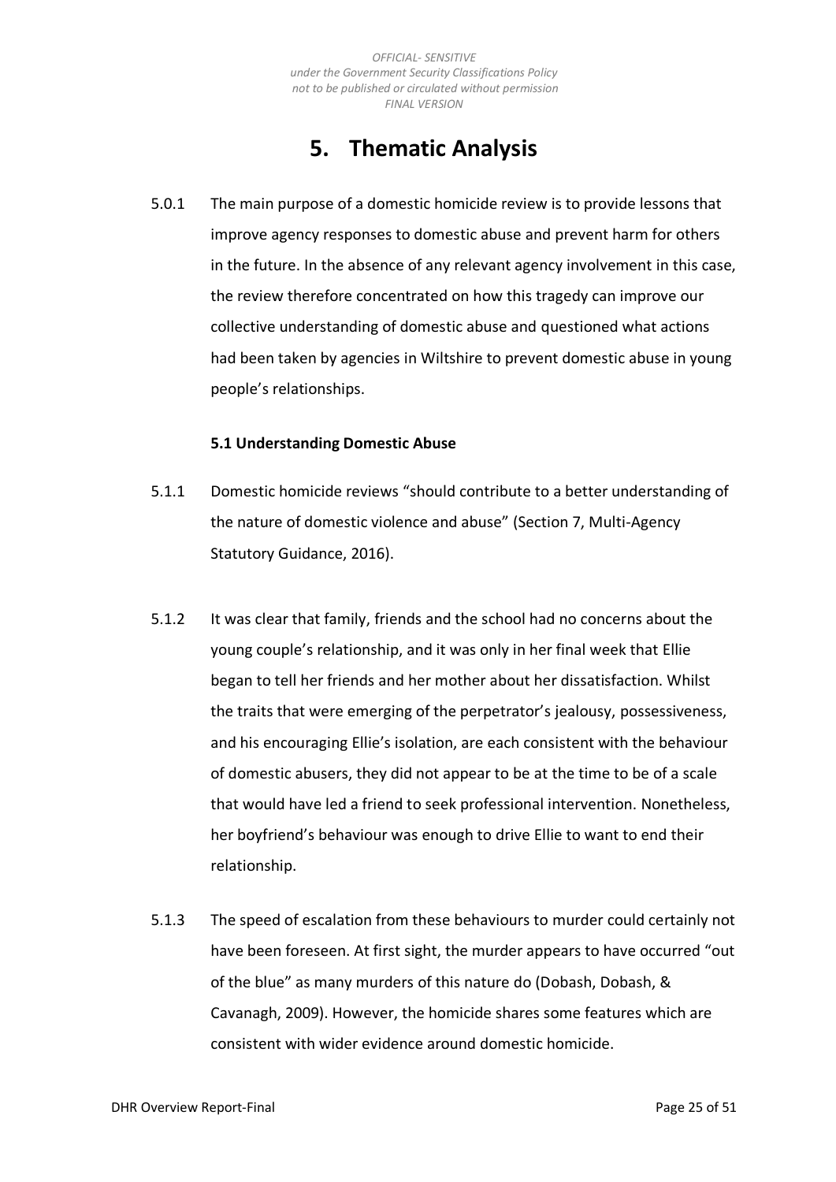# 5. Thematic Analysis

5.0.1 The main purpose of a domestic homicide review is to provide lessons that improve agency responses to domestic abuse and prevent harm for others in the future. In the absence of any relevant agency involvement in this case, the review therefore concentrated on how this tragedy can improve our collective understanding of domestic abuse and questioned what actions had been taken by agencies in Wiltshire to prevent domestic abuse in young people's relationships.

### 5.1 Understanding Domestic Abuse

5.1.1 Domestic homicide reviews "should contribute to a better understanding of the nature of domestic violence and abuse" (Section 7, Multi-Agency Statutory Guidance, 2016).

5.1.2 It was clear that family, friends and the school had no concerns about the young couple's relationship, and it was only in her final week that Ellie began to tell her friends and her mother about her dissatisfaction. Whilst the traits that were emerging of the perpetrator's jealousy, possessiveness, and his encouraging Ellie's isolation, are each consistent with the behaviour of domestic abusers, they did not appear to be at the time to be of a scale that would have led a friend to seek professional intervention. Nonetheless, her boyfriend's behaviour was enough to drive Ellie to want to end their relationship.

5.1.3 The speed of escalation from these behaviours to murder could certainly not have been foreseen. At first sight, the murder appears to have occurred "out of the blue" as many murders of this nature do (Dobash, Dobash, & Cavanagh, 2009). However, the homicide shares some features which are consistent with wider evidence around domestic homicide.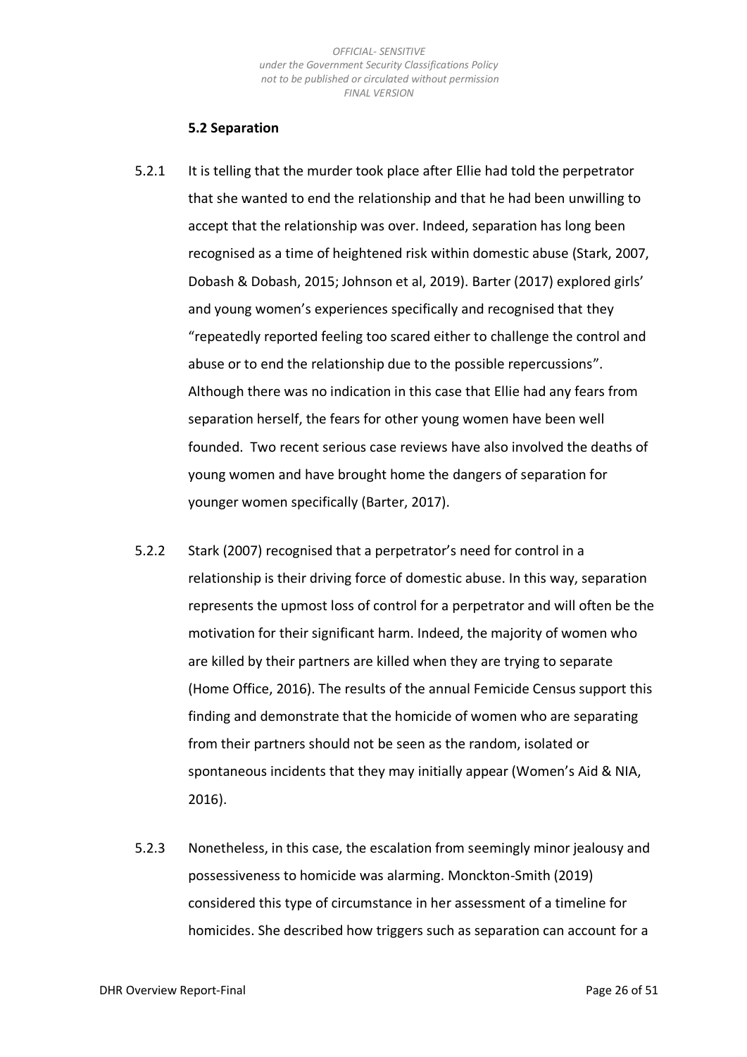### 5.2 Separation

5.2.1 It is telling that the murder took place after Ellie had told the perpetrator that she wanted to end the relationship and that he had been unwilling to accept that the relationship was over. Indeed, separation has long been recognised as a time of heightened risk within domestic abuse (Stark, 2007, Dobash & Dobash, 2015; Johnson et al, 2019). Barter (2017) explored girls' and young women's experiences specifically and recognised that they "repeatedly reported feeling too scared either to challenge the control and abuse or to end the relationship due to the possible repercussions". Although there was no indication in this case that Ellie had any fears from separation herself, the fears for other young women have been well founded. Two recent serious case reviews have also involved the deaths of young women and have brought home the dangers of separation for younger women specifically (Barter, 2017).

5.2.2 Stark (2007) recognised that a perpetrator's need for control in a relationship is their driving force of domestic abuse. In this way, separation represents the upmost loss of control for a perpetrator and will often be the motivation for their significant harm. Indeed, the majority of women who are killed by their partners are killed when they are trying to separate (Home Office, 2016). The results of the annual Femicide Census support this finding and demonstrate that the homicide of women who are separating from their partners should not be seen as the random, isolated or spontaneous incidents that they may initially appear (Women's Aid & NIA, 2016).

5.2.3 Nonetheless, in this case, the escalation from seemingly minor jealousy and possessiveness to homicide was alarming. Monckton-Smith (2019) considered this type of circumstance in her assessment of a timeline for homicides. She described how triggers such as separation can account for a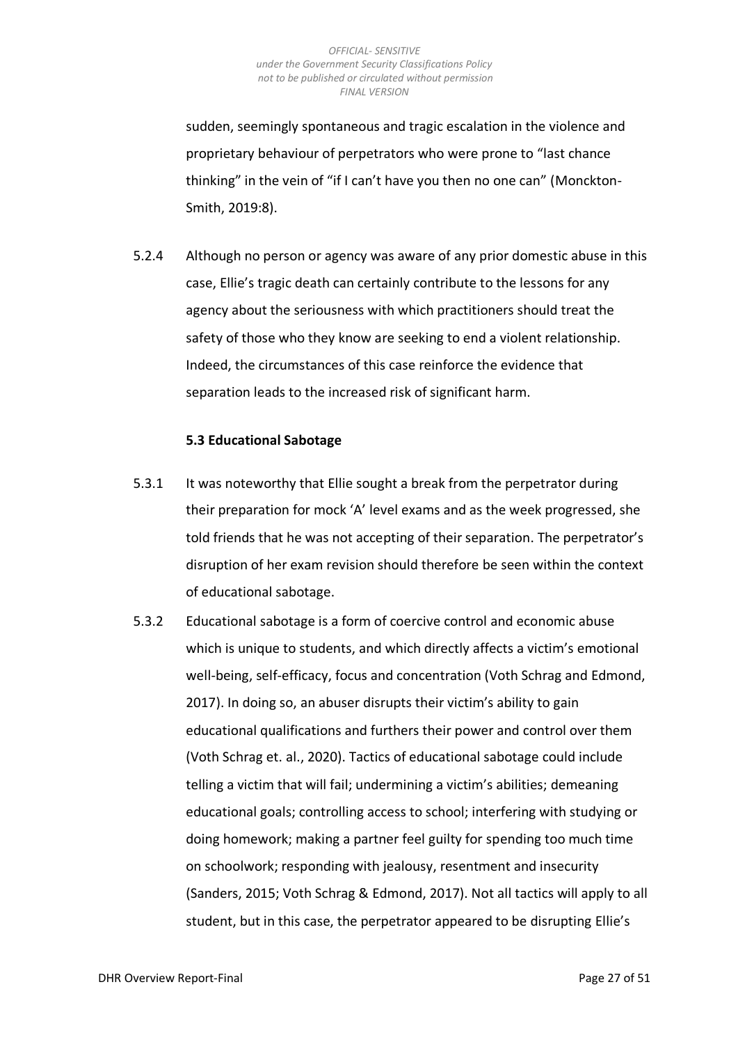sudden, seemingly spontaneous and tragic escalation in the violence and proprietary behaviour of perpetrators who were prone to "last chance thinking" in the vein of "if I can't have you then no one can" (Monckton-Smith, 2019:8).

5.2.4 Although no person or agency was aware of any prior domestic abuse in this case, Ellie's tragic death can certainly contribute to the lessons for any agency about the seriousness with which practitioners should treat the safety of those who they know are seeking to end a violent relationship. Indeed, the circumstances of this case reinforce the evidence that separation leads to the increased risk of significant harm.

### 5.3 Educational Sabotage

5.3.1 It was noteworthy that Ellie sought a break from the perpetrator during their preparation for mock 'A' level exams and as the week progressed, she told friends that he was not accepting of their separation. The perpetrator's disruption of her exam revision should therefore be seen within the context of educational sabotage.

5.3.2 Educational sabotage is a form of coercive control and economic abuse which is unique to students, and which directly affects a victim's emotional well-being, self-efficacy, focus and concentration (Voth Schrag and Edmond, 2017). In doing so, an abuser disrupts their victim's ability to gain educational qualifications and furthers their power and control over them (Voth Schrag et. al., 2020). Tactics of educational sabotage could include telling a victim that will fail; undermining a victim's abilities; demeaning educational goals; controlling access to school; interfering with studying or doing homework; making a partner feel guilty for spending too much time on schoolwork; responding with jealousy, resentment and insecurity (Sanders, 2015; Voth Schrag & Edmond, 2017). Not all tactics will apply to all student, but in this case, the perpetrator appeared to be disrupting Ellie's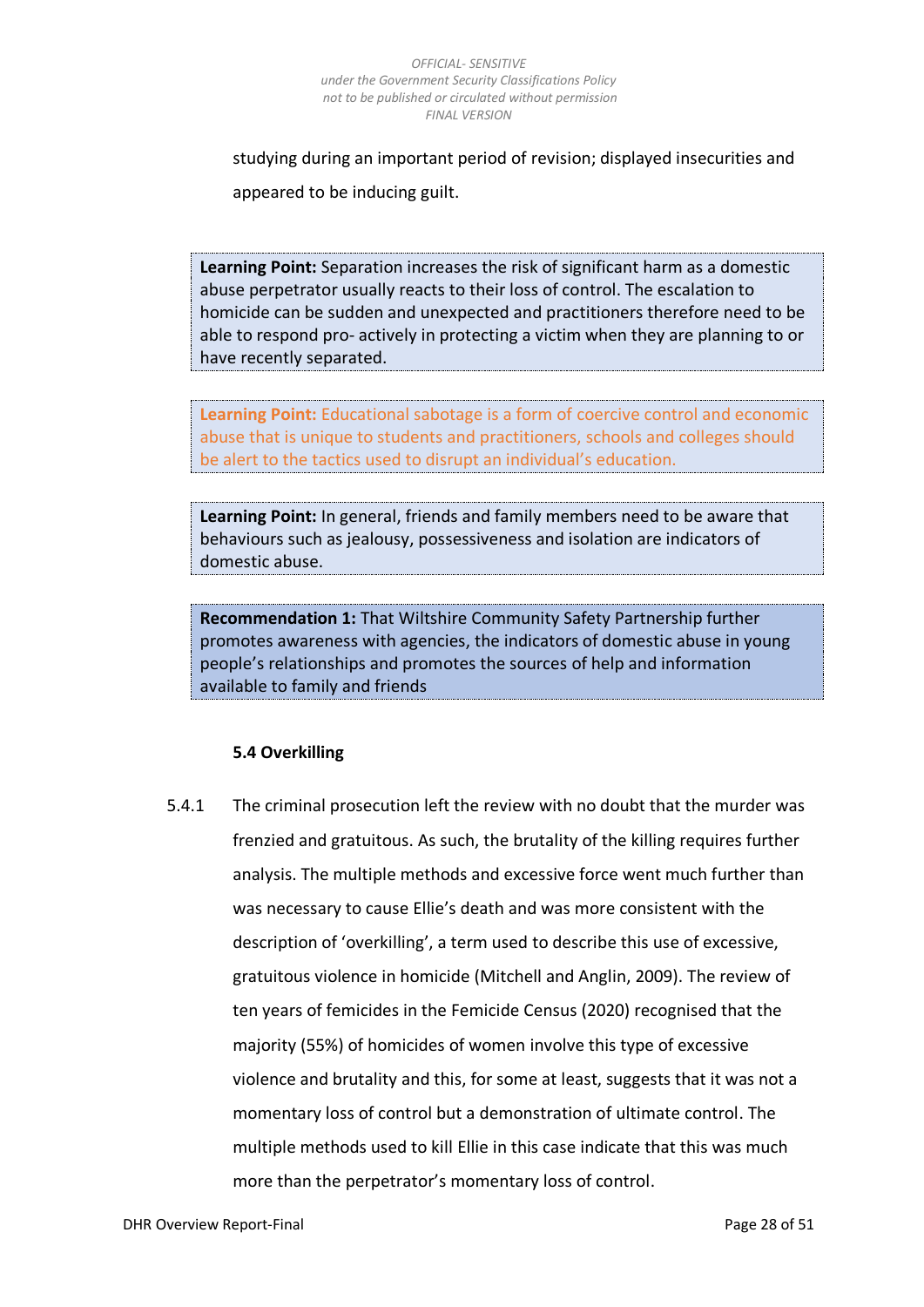studying during an important period of revision; displayed insecurities and appeared to be inducing guilt.

> **Learning Point:** Separation increases the risk of significant harm as a domestic abuse perpetrator usually reacts to their loss of control. The escalation to homicide can be sudden and unexpected and practitioners therefore need to be able to respond pro- actively in protecting a victim when they are planning to or have recently separated.

> **Learning Point:** Educational sabotage is a form of coercive control and economic abuse that is unique to students and practitioners, schools and colleges should be alert to the tactics used to disrupt an individual's education.

> **Learning Point:** In general, friends and family members need to be aware that behaviours such as jealousy, possessiveness and isolation are indicators of domestic abuse.

> **Recommendation 1:** That Wiltshire Community Safety Partnership further promotes awareness with agencies, the indicators of domestic abuse in young people's relationships and promotes the sources of help and information available to family and friends

### 5.4 Overkilling

5.4.1 The criminal prosecution left the review with no doubt that the murder was frenzied and gratuitous. As such, the brutality of the killing requires further analysis. The multiple methods and excessive force went much further than was necessary to cause Ellie's death and was more consistent with the description of 'overkilling', a term used to describe this use of excessive, gratuitous violence in homicide (Mitchell and Anglin, 2009). The review of ten years of femicides in the Femicide Census (2020) recognised that the majority (55%) of homicides of women involve this type of excessive violence and brutality and this, for some at least, suggests that it was not a momentary loss of control but a demonstration of ultimate control. The multiple methods used to kill Ellie in this case indicate that this was much more than the perpetrator's momentary loss of control.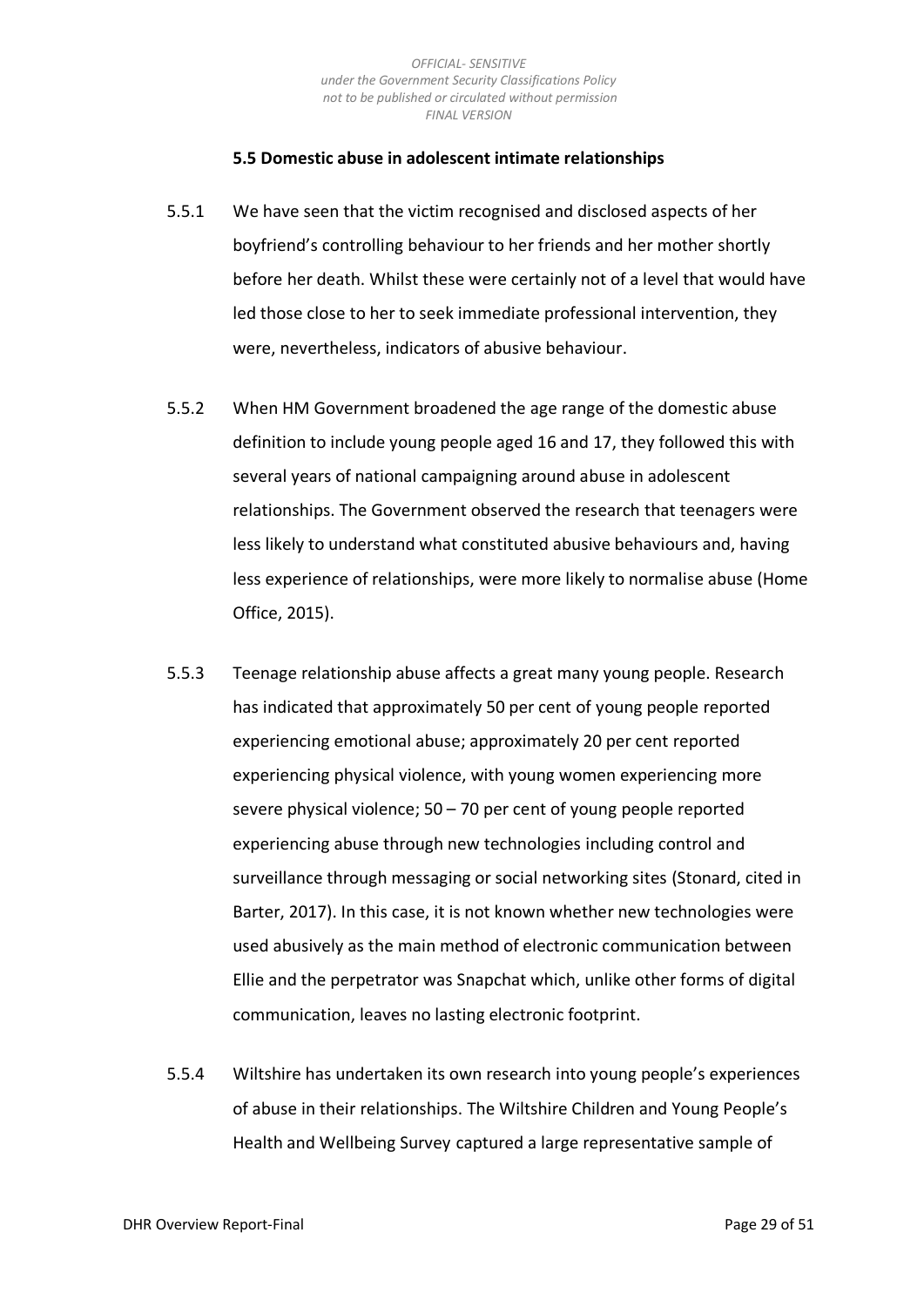### 5.5 Domestic abuse in adolescent intimate relationships

5.5.1 We have seen that the victim recognised and disclosed aspects of her boyfriend's controlling behaviour to her friends and her mother shortly before her death. Whilst these were certainly not of a level that would have led those close to her to seek immediate professional intervention, they were, nevertheless, indicators of abusive behaviour.

5.5.2 When HM Government broadened the age range of the domestic abuse definition to include young people aged 16 and 17, they followed this with several years of national campaigning around abuse in adolescent relationships. The Government observed the research that teenagers were less likely to understand what constituted abusive behaviours and, having less experience of relationships, were more likely to normalise abuse (Home Office, 2015).

5.5.3 Teenage relationship abuse affects a great many young people. Research has indicated that approximately 50 per cent of young people reported experiencing emotional abuse; approximately 20 per cent reported experiencing physical violence, with young women experiencing more severe physical violence; 50 – 70 per cent of young people reported experiencing abuse through new technologies including control and surveillance through messaging or social networking sites (Stonard, cited in Barter, 2017). In this case, it is not known whether new technologies were used abusively as the main method of electronic communication between Ellie and the perpetrator was Snapchat which, unlike other forms of digital communication, leaves no lasting electronic footprint.

5.5.4 Wiltshire has undertaken its own research into young people's experiences of abuse in their relationships. The Wiltshire Children and Young People's Health and Wellbeing Survey captured a large representative sample of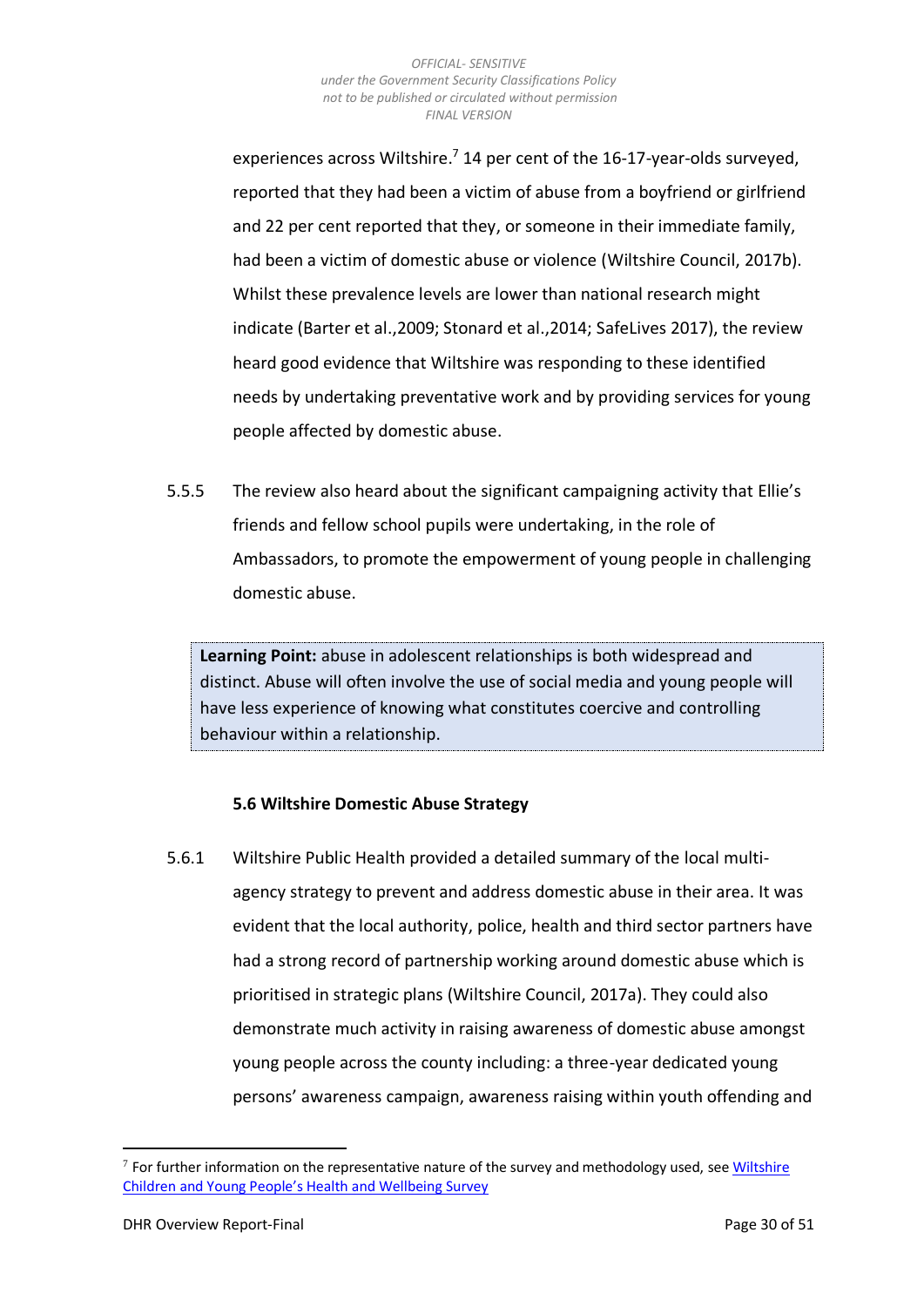experiences across Wiltshire.[7] 14 per cent of the 16-17-year-olds surveyed, reported that they had been a victim of abuse from a boyfriend or girlfriend and 22 per cent reported that they, or someone in their immediate family, had been a victim of domestic abuse or violence (Wiltshire Council, 2017b). Whilst these prevalence levels are lower than national research might indicate (Barter et al.,2009; Stonard et al.,2014; SafeLives 2017), the review heard good evidence that Wiltshire was responding to these identified needs by undertaking preventative work and by providing services for young people affected by domestic abuse.

5.5.5 The review also heard about the significant campaigning activity that Ellie's friends and fellow school pupils were undertaking, in the role of Ambassadors, to promote the empowerment of young people in challenging domestic abuse.

> **Learning Point:** abuse in adolescent relationships is both widespread and distinct. Abuse will often involve the use of social media and young people will have less experience of knowing what constitutes coercive and controlling behaviour within a relationship.

### 5.6 Wiltshire Domestic Abuse Strategy

5.6.1 Wiltshire Public Health provided a detailed summary of the local multi-agency strategy to prevent and address domestic abuse in their area. It was evident that the local authority, police, health and third sector partners have had a strong record of partnership working around domestic abuse which is prioritised in strategic plans (Wiltshire Council, 2017a). They could also demonstrate much activity in raising awareness of domestic abuse amongst young people across the county including: a three-year dedicated young persons' awareness campaign, awareness raising within youth offending and

---

[7] For further information on the representative nature of the survey and methodology used, see Wiltshire Children and Young People's Health and Wellbeing Survey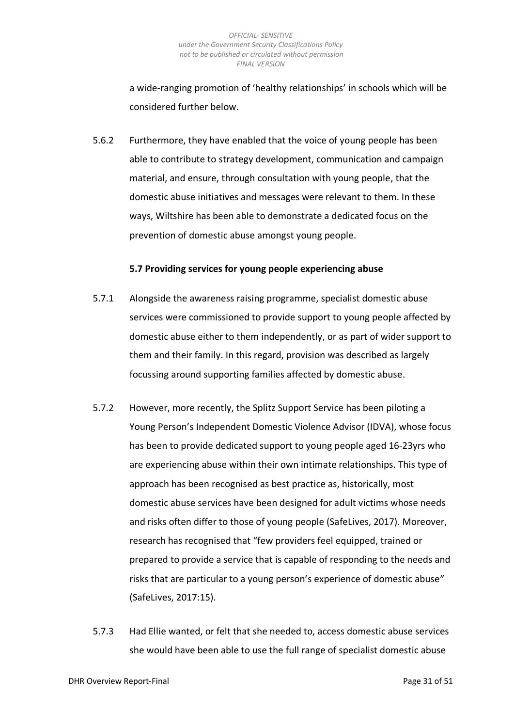a wide-ranging promotion of 'healthy relationships' in schools which will be considered further below.

5.6.2 Furthermore, they have enabled that the voice of young people has been able to contribute to strategy development, communication and campaign material, and ensure, through consultation with young people, that the domestic abuse initiatives and messages were relevant to them. In these ways, Wiltshire has been able to demonstrate a dedicated focus on the prevention of domestic abuse amongst young people.

### 5.7 Providing services for young people experiencing abuse

5.7.1 Alongside the awareness raising programme, specialist domestic abuse services were commissioned to provide support to young people affected by domestic abuse either to them independently, or as part of wider support to them and their family. In this regard, provision was described as largely focussing around supporting families affected by domestic abuse.

5.7.2 However, more recently, the Splitz Support Service has been piloting a Young Person's Independent Domestic Violence Advisor (IDVA), whose focus has been to provide dedicated support to young people aged 16-23yrs who are experiencing abuse within their own intimate relationships. This type of approach has been recognised as best practice as, historically, most domestic abuse services have been designed for adult victims whose needs and risks often differ to those of young people (SafeLives, 2017). Moreover, research has recognised that "few providers feel equipped, trained or prepared to provide a service that is capable of responding to the needs and risks that are particular to a young person's experience of domestic abuse" (SafeLives, 2017:15).

5.7.3 Had Ellie wanted, or felt that she needed to, access domestic abuse services she would have been able to use the full range of specialist domestic abuse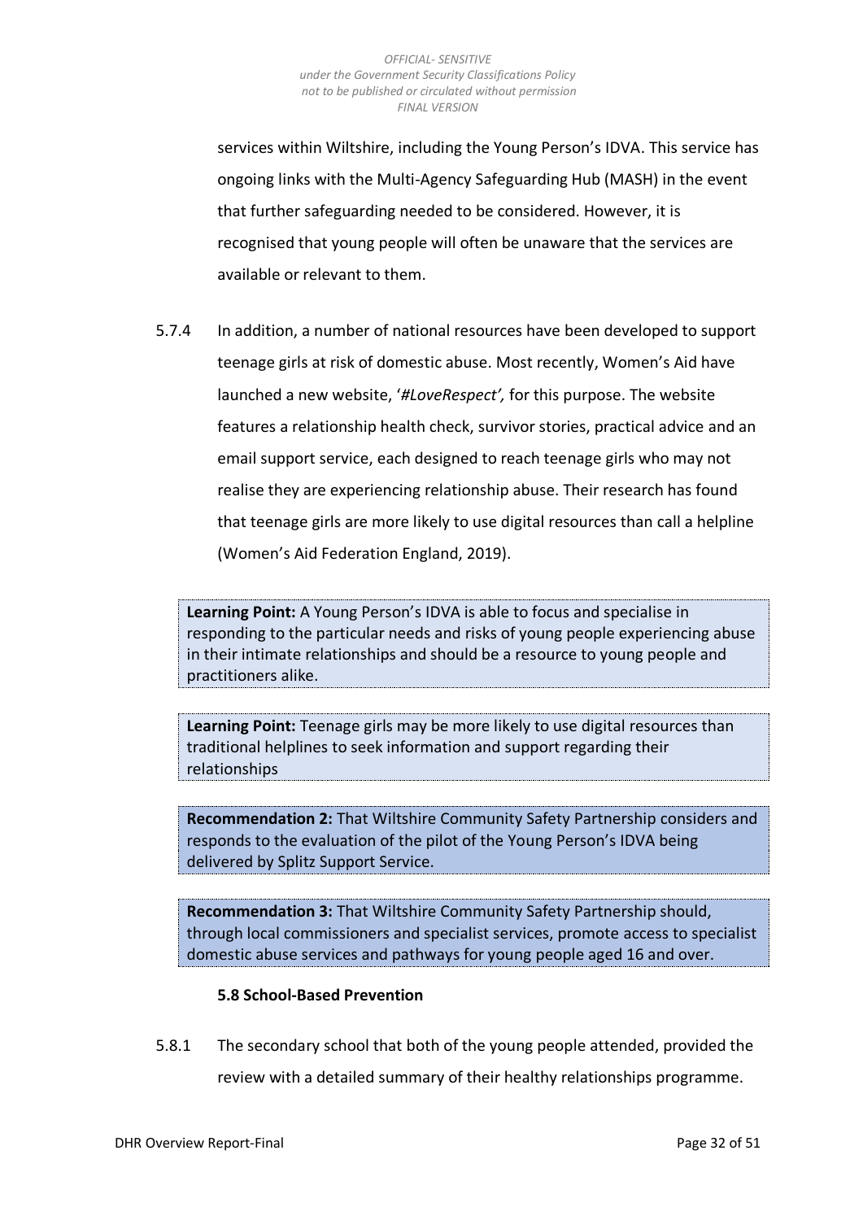services within Wiltshire, including the Young Person's IDVA. This service has ongoing links with the Multi-Agency Safeguarding Hub (MASH) in the event that further safeguarding needed to be considered. However, it is recognised that young people will often be unaware that the services are available or relevant to them.

5.7.4 In addition, a number of national resources have been developed to support teenage girls at risk of domestic abuse. Most recently, Women's Aid have launched a new website, '*#LoveRespect',* for this purpose. The website features a relationship health check, survivor stories, practical advice and an email support service, each designed to reach teenage girls who may not realise they are experiencing relationship abuse. Their research has found that teenage girls are more likely to use digital resources than call a helpline (Women's Aid Federation England, 2019).

**Learning Point:** A Young Person's IDVA is able to focus and specialise in responding to the particular needs and risks of young people experiencing abuse in their intimate relationships and should be a resource to young people and practitioners alike.

**Learning Point:** Teenage girls may be more likely to use digital resources than traditional helplines to seek information and support regarding their relationships

**Recommendation 2:** That Wiltshire Community Safety Partnership considers and responds to the evaluation of the pilot of the Young Person's IDVA being delivered by Splitz Support Service.

**Recommendation 3:** That Wiltshire Community Safety Partnership should, through local commissioners and specialist services, promote access to specialist domestic abuse services and pathways for young people aged 16 and over.

### 5.8 School-Based Prevention

5.8.1 The secondary school that both of the young people attended, provided the review with a detailed summary of their healthy relationships programme.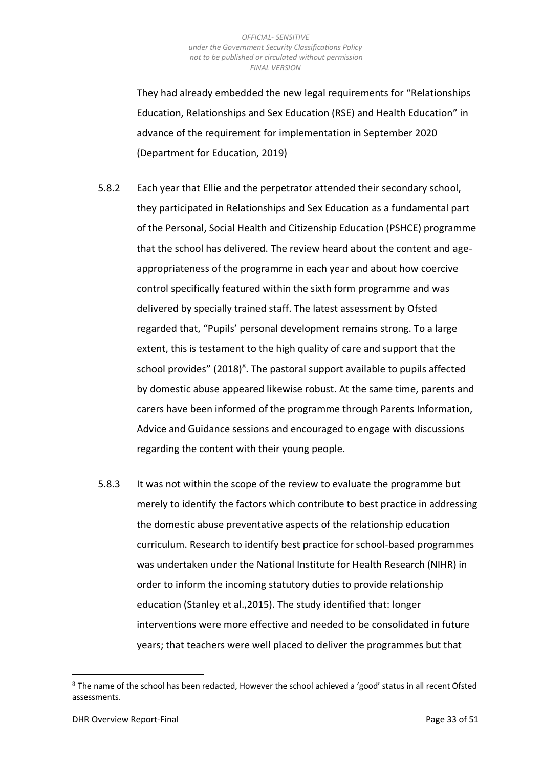They had already embedded the new legal requirements for "Relationships Education, Relationships and Sex Education (RSE) and Health Education" in advance of the requirement for implementation in September 2020 (Department for Education, 2019)

5.8.2 Each year that Ellie and the perpetrator attended their secondary school, they participated in Relationships and Sex Education as a fundamental part of the Personal, Social Health and Citizenship Education (PSHCE) programme that the school has delivered. The review heard about the content and age-appropriateness of the programme in each year and about how coercive control specifically featured within the sixth form programme and was delivered by specially trained staff. The latest assessment by Ofsted regarded that, "Pupils' personal development remains strong. To a large extent, this is testament to the high quality of care and support that the school provides" (2018)[8]. The pastoral support available to pupils affected by domestic abuse appeared likewise robust. At the same time, parents and carers have been informed of the programme through Parents Information, Advice and Guidance sessions and encouraged to engage with discussions regarding the content with their young people.

5.8.3 It was not within the scope of the review to evaluate the programme but merely to identify the factors which contribute to best practice in addressing the domestic abuse preventative aspects of the relationship education curriculum. Research to identify best practice for school-based programmes was undertaken under the National Institute for Health Research (NIHR) in order to inform the incoming statutory duties to provide relationship education (Stanley et al.,2015). The study identified that: longer interventions were more effective and needed to be consolidated in future years; that teachers were well placed to deliver the programmes but that

[8] The name of the school has been redacted, However the school achieved a 'good' status in all recent Ofsted assessments.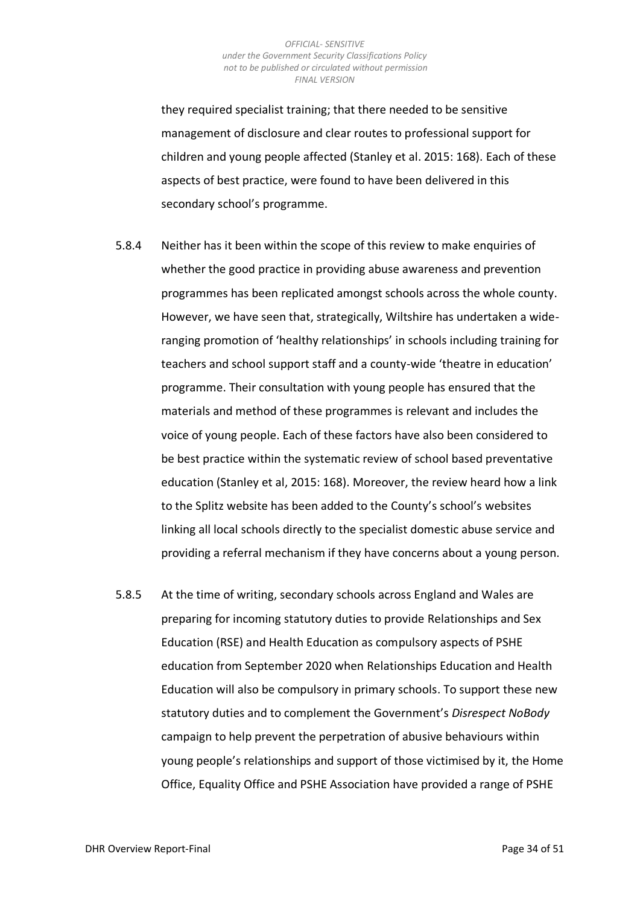they required specialist training; that there needed to be sensitive management of disclosure and clear routes to professional support for children and young people affected (Stanley et al. 2015: 168). Each of these aspects of best practice, were found to have been delivered in this secondary school's programme.

5.8.4 Neither has it been within the scope of this review to make enquiries of whether the good practice in providing abuse awareness and prevention programmes has been replicated amongst schools across the whole county. However, we have seen that, strategically, Wiltshire has undertaken a wide-ranging promotion of 'healthy relationships' in schools including training for teachers and school support staff and a county-wide 'theatre in education' programme. Their consultation with young people has ensured that the materials and method of these programmes is relevant and includes the voice of young people. Each of these factors have also been considered to be best practice within the systematic review of school based preventative education (Stanley et al, 2015: 168). Moreover, the review heard how a link to the Splitz website has been added to the County's school's websites linking all local schools directly to the specialist domestic abuse service and providing a referral mechanism if they have concerns about a young person.

5.8.5 At the time of writing, secondary schools across England and Wales are preparing for incoming statutory duties to provide Relationships and Sex Education (RSE) and Health Education as compulsory aspects of PSHE education from September 2020 when Relationships Education and Health Education will also be compulsory in primary schools. To support these new statutory duties and to complement the Government's *Disrespect NoBody* campaign to help prevent the perpetration of abusive behaviours within young people's relationships and support of those victimised by it, the Home Office, Equality Office and PSHE Association have provided a range of PSHE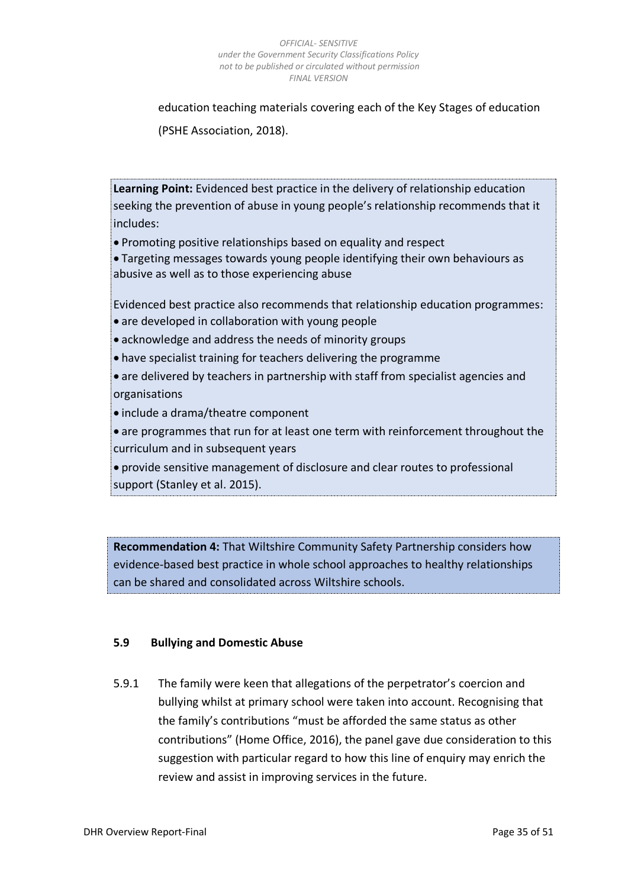education teaching materials covering each of the Key Stages of education (PSHE Association, 2018).

**Learning Point:** Evidenced best practice in the delivery of relationship education seeking the prevention of abuse in young people's relationship recommends that it includes:

- Promoting positive relationships based on equality and respect
- Targeting messages towards young people identifying their own behaviours as abusive as well as to those experiencing abuse

Evidenced best practice also recommends that relationship education programmes:

- are developed in collaboration with young people
- acknowledge and address the needs of minority groups
- have specialist training for teachers delivering the programme
- are delivered by teachers in partnership with staff from specialist agencies and organisations
- include a drama/theatre component
- are programmes that run for at least one term with reinforcement throughout the curriculum and in subsequent years
- provide sensitive management of disclosure and clear routes to professional support (Stanley et al. 2015).

**Recommendation 4:** That Wiltshire Community Safety Partnership considers how evidence-based best practice in whole school approaches to healthy relationships can be shared and consolidated across Wiltshire schools.

### 5.9 Bullying and Domestic Abuse

5.9.1 The family were keen that allegations of the perpetrator's coercion and bullying whilst at primary school were taken into account. Recognising that the family's contributions "must be afforded the same status as other contributions" (Home Office, 2016), the panel gave due consideration to this suggestion with particular regard to how this line of enquiry may enrich the review and assist in improving services in the future.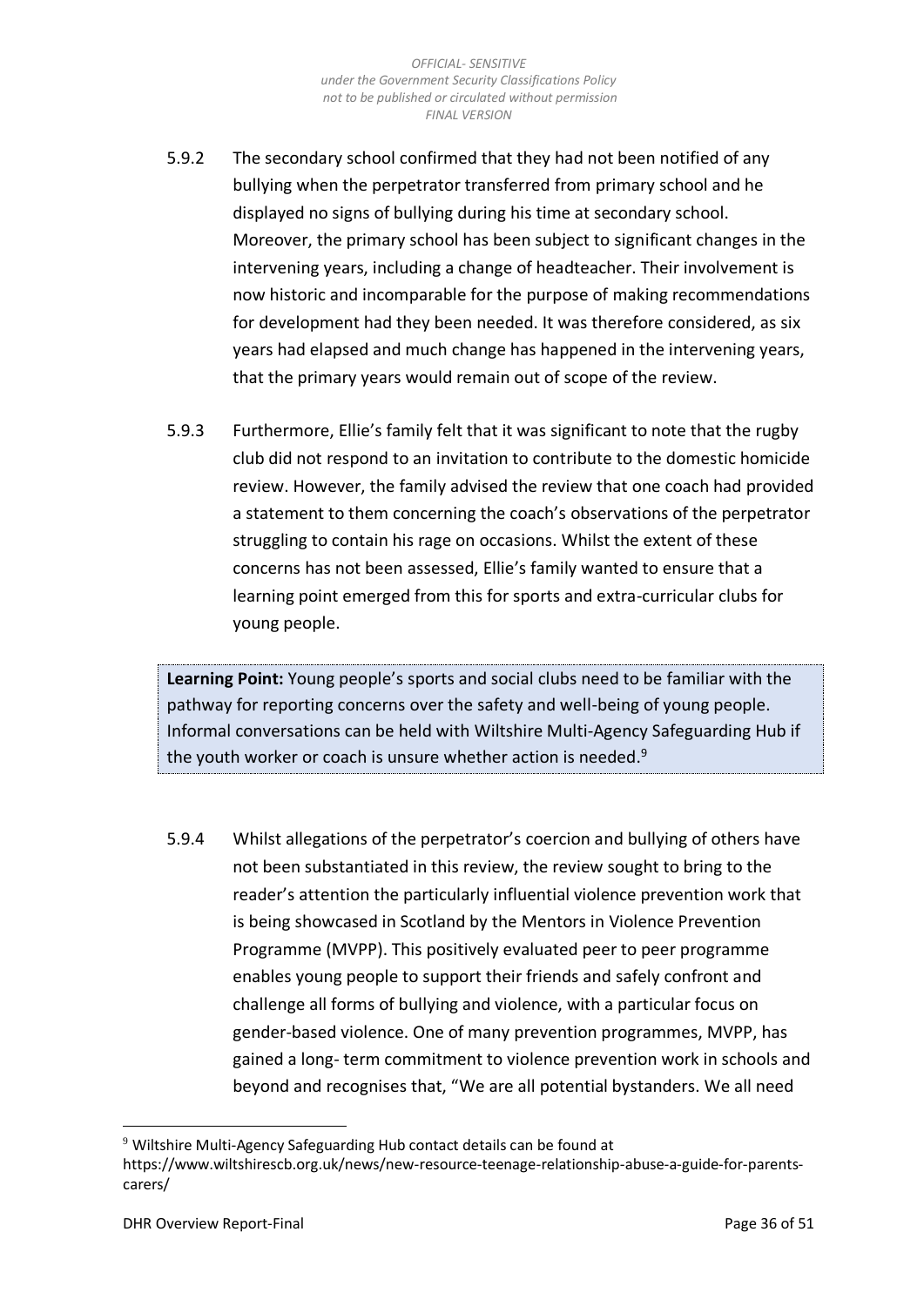5.9.2 The secondary school confirmed that they had not been notified of any bullying when the perpetrator transferred from primary school and he displayed no signs of bullying during his time at secondary school. Moreover, the primary school has been subject to significant changes in the intervening years, including a change of headteacher. Their involvement is now historic and incomparable for the purpose of making recommendations for development had they been needed. It was therefore considered, as six years had elapsed and much change has happened in the intervening years, that the primary years would remain out of scope of the review.

5.9.3 Furthermore, Ellie's family felt that it was significant to note that the rugby club did not respond to an invitation to contribute to the domestic homicide review. However, the family advised the review that one coach had provided a statement to them concerning the coach's observations of the perpetrator struggling to contain his rage on occasions. Whilst the extent of these concerns has not been assessed, Ellie's family wanted to ensure that a learning point emerged from this for sports and extra-curricular clubs for young people.

> **Learning Point:** Young people's sports and social clubs need to be familiar with the pathway for reporting concerns over the safety and well-being of young people. Informal conversations can be held with Wiltshire Multi-Agency Safeguarding Hub if the youth worker or coach is unsure whether action is needed.[9]

5.9.4 Whilst allegations of the perpetrator's coercion and bullying of others have not been substantiated in this review, the review sought to bring to the reader's attention the particularly influential violence prevention work that is being showcased in Scotland by the Mentors in Violence Prevention Programme (MVPP). This positively evaluated peer to peer programme enables young people to support their friends and safely confront and challenge all forms of bullying and violence, with a particular focus on gender-based violence. One of many prevention programmes, MVPP, has gained a long- term commitment to violence prevention work in schools and beyond and recognises that, "We are all potential bystanders. We all need

---

[9] Wiltshire Multi-Agency Safeguarding Hub contact details can be found at https://www.wiltshirescb.org.uk/news/new-resource-teenage-relationship-abuse-a-guide-for-parents-carers/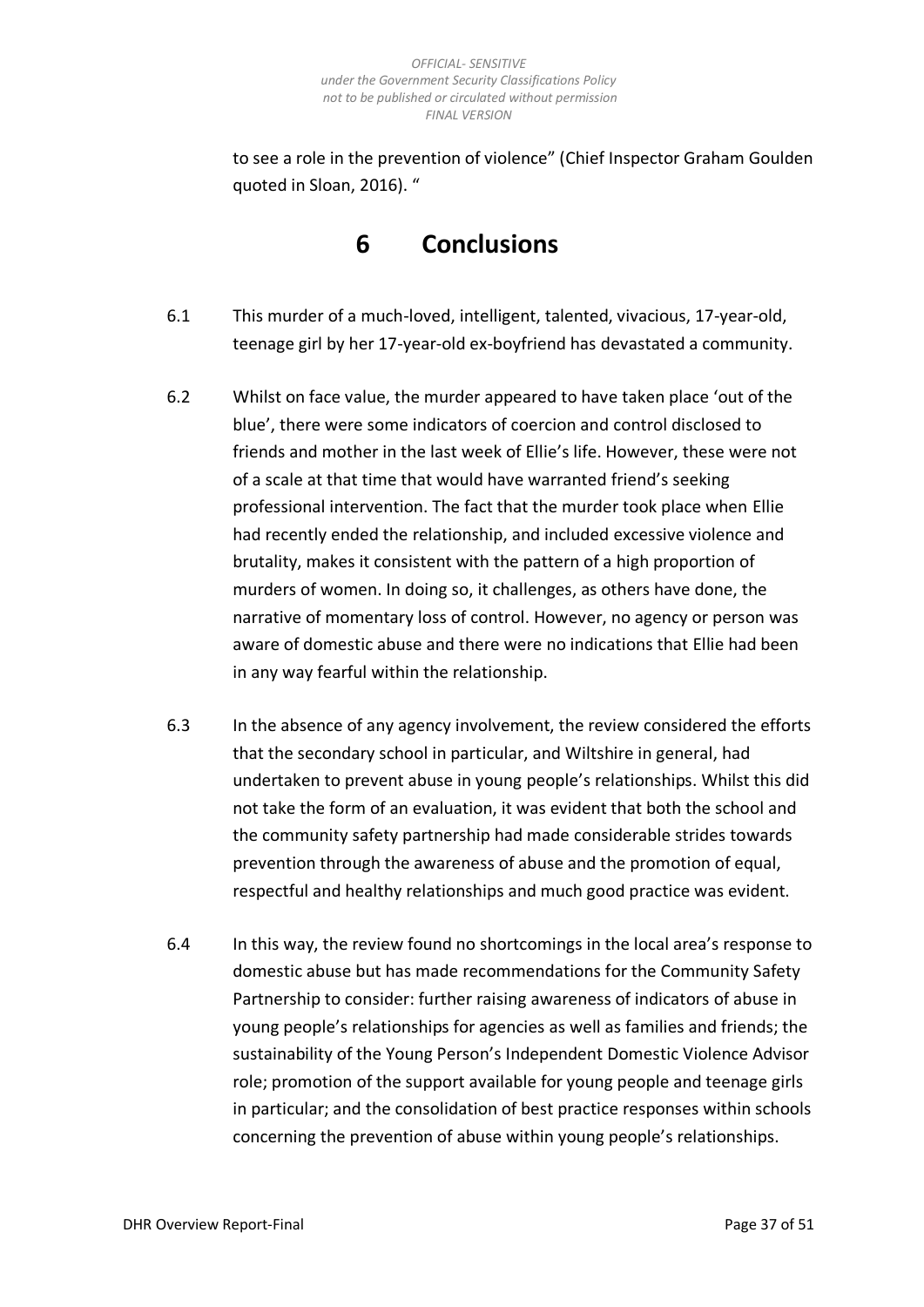to see a role in the prevention of violence" (Chief Inspector Graham Goulden quoted in Sloan, 2016). "

# 6 Conclusions

6.1 This murder of a much-loved, intelligent, talented, vivacious, 17-year-old, teenage girl by her 17-year-old ex-boyfriend has devastated a community.

6.2 Whilst on face value, the murder appeared to have taken place 'out of the blue', there were some indicators of coercion and control disclosed to friends and mother in the last week of Ellie's life. However, these were not of a scale at that time that would have warranted friend's seeking professional intervention. The fact that the murder took place when Ellie had recently ended the relationship, and included excessive violence and brutality, makes it consistent with the pattern of a high proportion of murders of women. In doing so, it challenges, as others have done, the narrative of momentary loss of control. However, no agency or person was aware of domestic abuse and there were no indications that Ellie had been in any way fearful within the relationship.

6.3 In the absence of any agency involvement, the review considered the efforts that the secondary school in particular, and Wiltshire in general, had undertaken to prevent abuse in young people's relationships. Whilst this did not take the form of an evaluation, it was evident that both the school and the community safety partnership had made considerable strides towards prevention through the awareness of abuse and the promotion of equal, respectful and healthy relationships and much good practice was evident.

6.4 In this way, the review found no shortcomings in the local area's response to domestic abuse but has made recommendations for the Community Safety Partnership to consider: further raising awareness of indicators of abuse in young people's relationships for agencies as well as families and friends; the sustainability of the Young Person's Independent Domestic Violence Advisor role; promotion of the support available for young people and teenage girls in particular; and the consolidation of best practice responses within schools concerning the prevention of abuse within young people's relationships.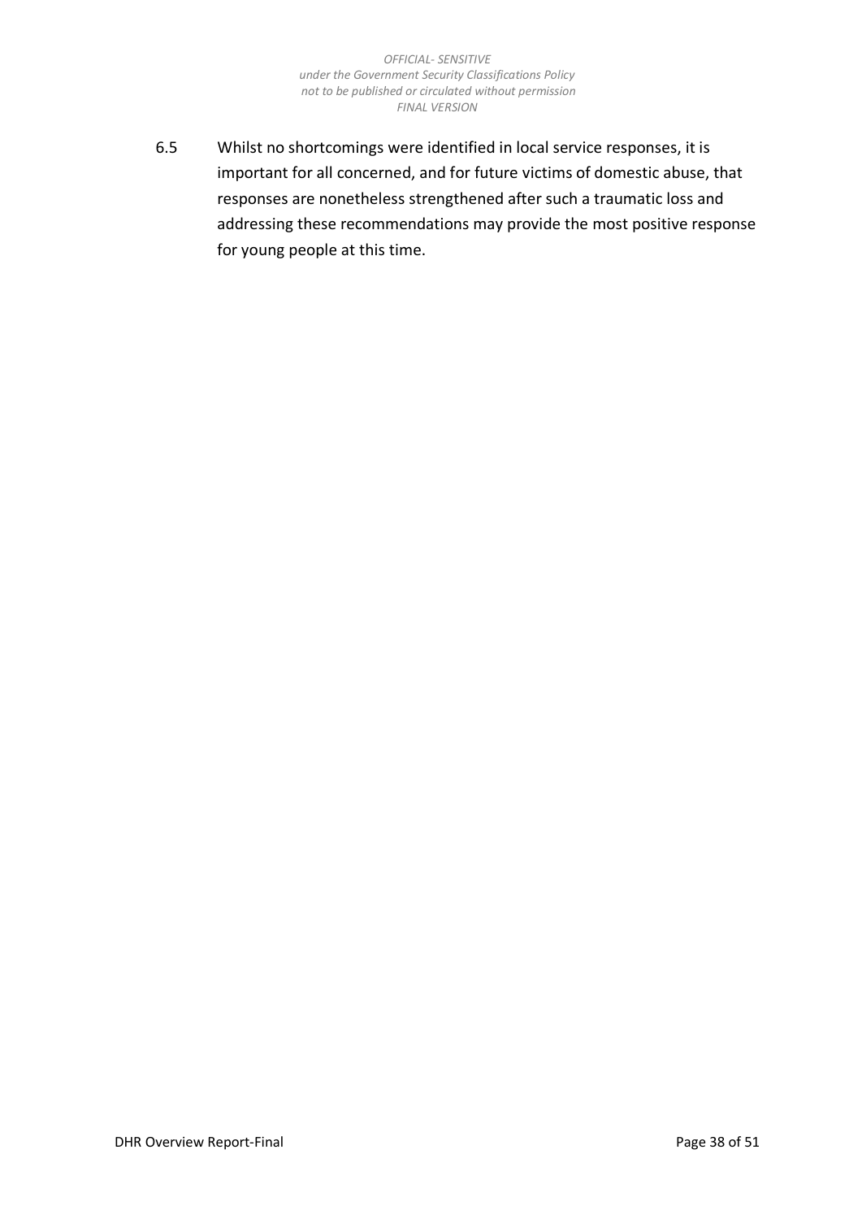6.5 Whilst no shortcomings were identified in local service responses, it is important for all concerned, and for future victims of domestic abuse, that responses are nonetheless strengthened after such a traumatic loss and addressing these recommendations may provide the most positive response for young people at this time.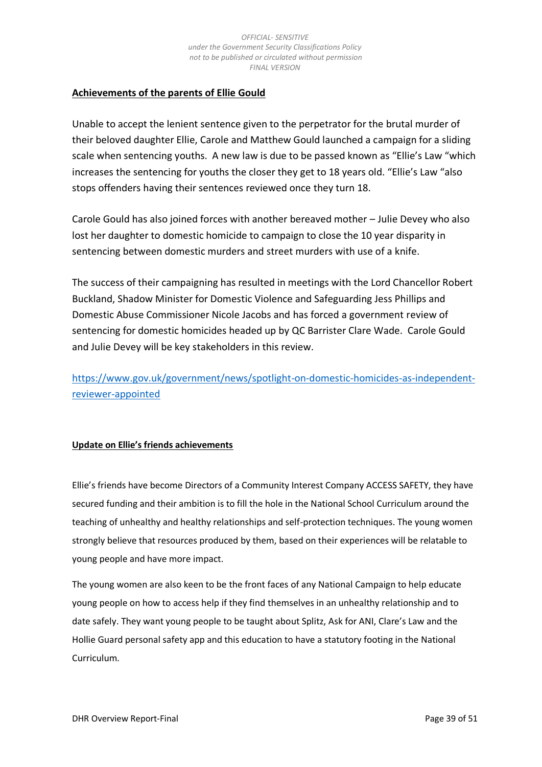**Achievements of the parents of Ellie Gould**

Unable to accept the lenient sentence given to the perpetrator for the brutal murder of their beloved daughter Ellie, Carole and Matthew Gould launched a campaign for a sliding scale when sentencing youths. A new law is due to be passed known as "Ellie's Law "which increases the sentencing for youths the closer they get to 18 years old. "Ellie's Law "also stops offenders having their sentences reviewed once they turn 18.

Carole Gould has also joined forces with another bereaved mother – Julie Devey who also lost her daughter to domestic homicide to campaign to close the 10 year disparity in sentencing between domestic murders and street murders with use of a knife.

The success of their campaigning has resulted in meetings with the Lord Chancellor Robert Buckland, Shadow Minister for Domestic Violence and Safeguarding Jess Phillips and Domestic Abuse Commissioner Nicole Jacobs and has forced a government review of sentencing for domestic homicides headed up by QC Barrister Clare Wade. Carole Gould and Julie Devey will be key stakeholders in this review.

https://www.gov.uk/government/news/spotlight-on-domestic-homicides-as-independent-reviewer-appointed

**Update on Ellie's friends achievements**

Ellie's friends have become Directors of a Community Interest Company ACCESS SAFETY, they have secured funding and their ambition is to fill the hole in the National School Curriculum around the teaching of unhealthy and healthy relationships and self-protection techniques. The young women strongly believe that resources produced by them, based on their experiences will be relatable to young people and have more impact.

The young women are also keen to be the front faces of any National Campaign to help educate young people on how to access help if they find themselves in an unhealthy relationship and to date safely. They want young people to be taught about Splitz, Ask for ANI, Clare's Law and the Hollie Guard personal safety app and this education to have a statutory footing in the National Curriculum.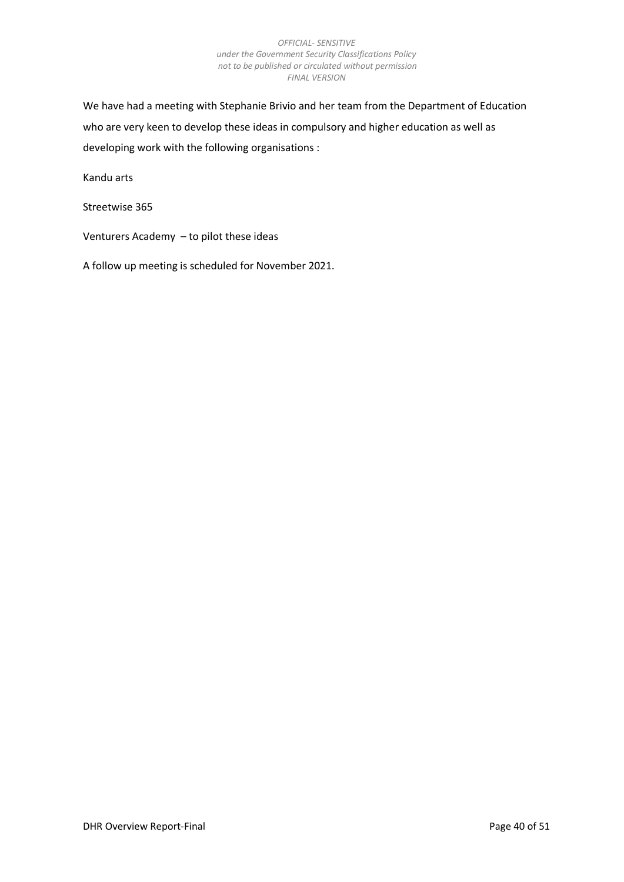We have had a meeting with Stephanie Brivio and her team from the Department of Education who are very keen to develop these ideas in compulsory and higher education as well as developing work with the following organisations :

Kandu arts

Streetwise 365

Venturers Academy – to pilot these ideas

A follow up meeting is scheduled for November 2021.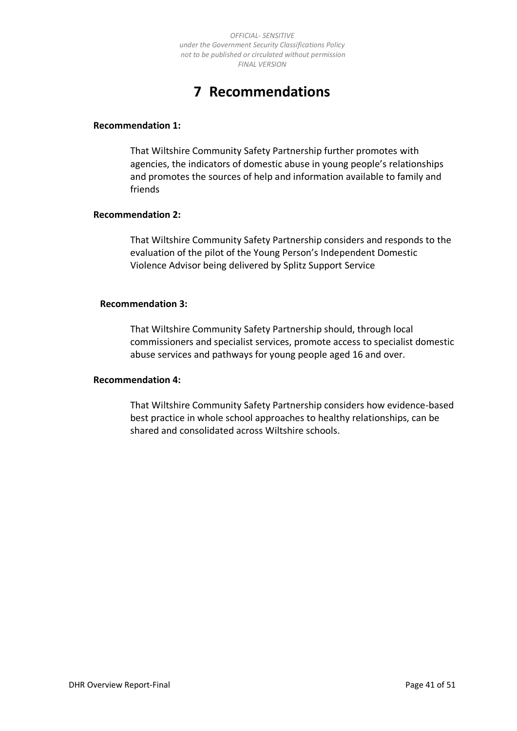# 7 Recommendations

**Recommendation 1:**

That Wiltshire Community Safety Partnership further promotes with agencies, the indicators of domestic abuse in young people's relationships and promotes the sources of help and information available to family and friends

**Recommendation 2:**

That Wiltshire Community Safety Partnership considers and responds to the evaluation of the pilot of the Young Person's Independent Domestic Violence Advisor being delivered by Splitz Support Service

**Recommendation 3:**

That Wiltshire Community Safety Partnership should, through local commissioners and specialist services, promote access to specialist domestic abuse services and pathways for young people aged 16 and over.

**Recommendation 4:**

That Wiltshire Community Safety Partnership considers how evidence-based best practice in whole school approaches to healthy relationships, can be shared and consolidated across Wiltshire schools.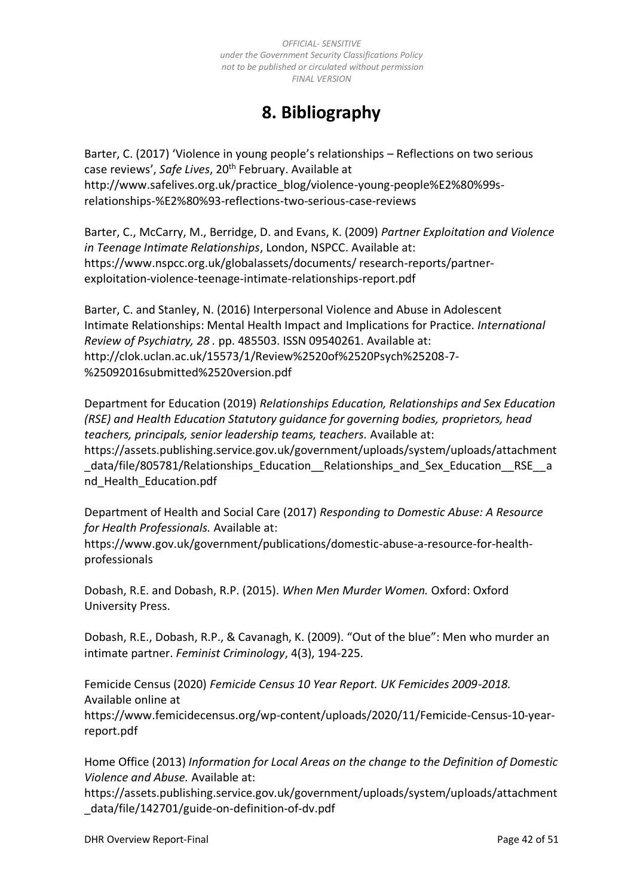# 8. Bibliography

Barter, C. (2017) 'Violence in young people's relationships – Reflections on two serious case reviews', *Safe Lives*, 20th February. Available at http://www.safelives.org.uk/practice_blog/violence-young-people%E2%80%99s-relationships-%E2%80%93-reflections-two-serious-case-reviews

Barter, C., McCarry, M., Berridge, D. and Evans, K. (2009) *Partner Exploitation and Violence in Teenage Intimate Relationships*, London, NSPCC. Available at: https://www.nspcc.org.uk/globalassets/documents/ research-reports/partner-exploitation-violence-teenage-intimate-relationships-report.pdf

Barter, C. and Stanley, N. (2016) Interpersonal Violence and Abuse in Adolescent Intimate Relationships: Mental Health Impact and Implications for Practice. *International Review of Psychiatry, 28 .* pp. 485503. ISSN 09540261. Available at: http://clok.uclan.ac.uk/15573/1/Review%2520of%2520Psych%25208-7-%25092016submitted%2520version.pdf

Department for Education (2019) *Relationships Education, Relationships and Sex Education (RSE) and Health Education Statutory guidance for governing bodies, proprietors, head teachers, principals, senior leadership teams, teachers*. Available at: https://assets.publishing.service.gov.uk/government/uploads/system/uploads/attachment_data/file/805781/Relationships_Education__Relationships_and_Sex_Education__RSE__and_Health_Education.pdf

Department of Health and Social Care (2017) *Responding to Domestic Abuse: A Resource for Health Professionals.* Available at: https://www.gov.uk/government/publications/domestic-abuse-a-resource-for-health-professionals

Dobash, R.E. and Dobash, R.P. (2015). *When Men Murder Women.* Oxford: Oxford University Press.

Dobash, R.E., Dobash, R.P., & Cavanagh, K. (2009). "Out of the blue": Men who murder an intimate partner. *Feminist Criminology*, 4(3), 194-225.

Femicide Census (2020) *Femicide Census 10 Year Report. UK Femicides 2009-2018.* Available online at https://www.femicidecensus.org/wp-content/uploads/2020/11/Femicide-Census-10-year-report.pdf

Home Office (2013) *Information for Local Areas on the change to the Definition of Domestic Violence and Abuse.* Available at: https://assets.publishing.service.gov.uk/government/uploads/system/uploads/attachment_data/file/142701/guide-on-definition-of-dv.pdf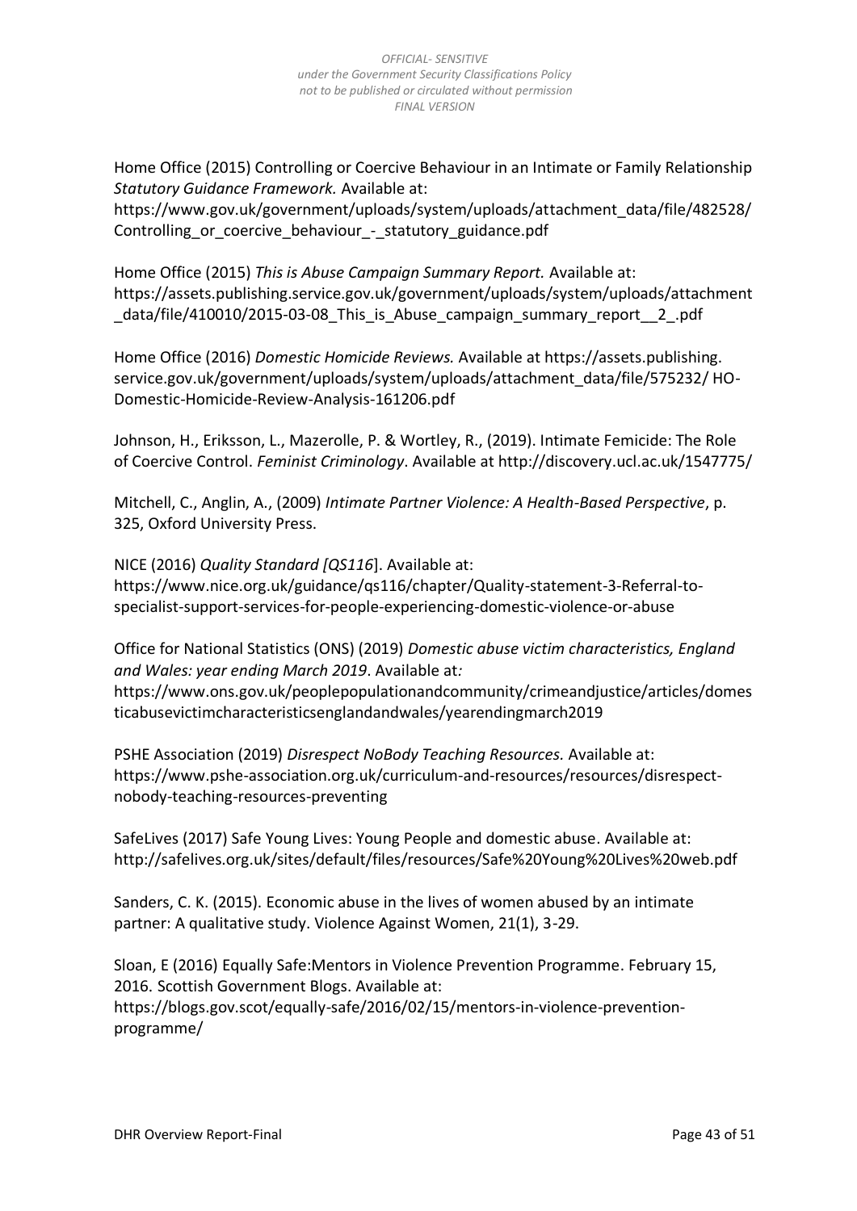Home Office (2015) Controlling or Coercive Behaviour in an Intimate or Family Relationship *Statutory Guidance Framework.* Available at: https://www.gov.uk/government/uploads/system/uploads/attachment_data/file/482528/Controlling_or_coercive_behaviour_-_statutory_guidance.pdf

Home Office (2015) *This is Abuse Campaign Summary Report.* Available at: https://assets.publishing.service.gov.uk/government/uploads/system/uploads/attachment_data/file/410010/2015-03-08_This_is_Abuse_campaign_summary_report__2_.pdf

Home Office (2016) *Domestic Homicide Reviews.* Available at https://assets.publishing.service.gov.uk/government/uploads/system/uploads/attachment_data/file/575232/ HO-Domestic-Homicide-Review-Analysis-161206.pdf

Johnson, H., Eriksson, L., Mazerolle, P. & Wortley, R., (2019). Intimate Femicide: The Role of Coercive Control. *Feminist Criminology*. Available at http://discovery.ucl.ac.uk/1547775/

Mitchell, C., Anglin, A., (2009) *Intimate Partner Violence: A Health-Based Perspective*, p. 325, Oxford University Press.

NICE (2016) *Quality Standard [QS116*]. Available at: https://www.nice.org.uk/guidance/qs116/chapter/Quality-statement-3-Referral-to-specialist-support-services-for-people-experiencing-domestic-violence-or-abuse

Office for National Statistics (ONS) (2019) *Domestic abuse victim characteristics, England and Wales: year ending March 2019*. Available at*:* https://www.ons.gov.uk/peoplepopulationandcommunity/crimeandjustice/articles/domesticabusevictimcharacteristicsenglandandwales/yearendingmarch2019

PSHE Association (2019) *Disrespect NoBody Teaching Resources.* Available at: https://www.pshe-association.org.uk/curriculum-and-resources/resources/disrespect-nobody-teaching-resources-preventing

SafeLives (2017) Safe Young Lives: Young People and domestic abuse. Available at: http://safelives.org.uk/sites/default/files/resources/Safe%20Young%20Lives%20web.pdf

Sanders, C. K. (2015). Economic abuse in the lives of women abused by an intimate partner: A qualitative study. Violence Against Women, 21(1), 3-29.

Sloan, E (2016) Equally Safe:Mentors in Violence Prevention Programme. February 15, 2016. Scottish Government Blogs. Available at: https://blogs.gov.scot/equally-safe/2016/02/15/mentors-in-violence-prevention-programme/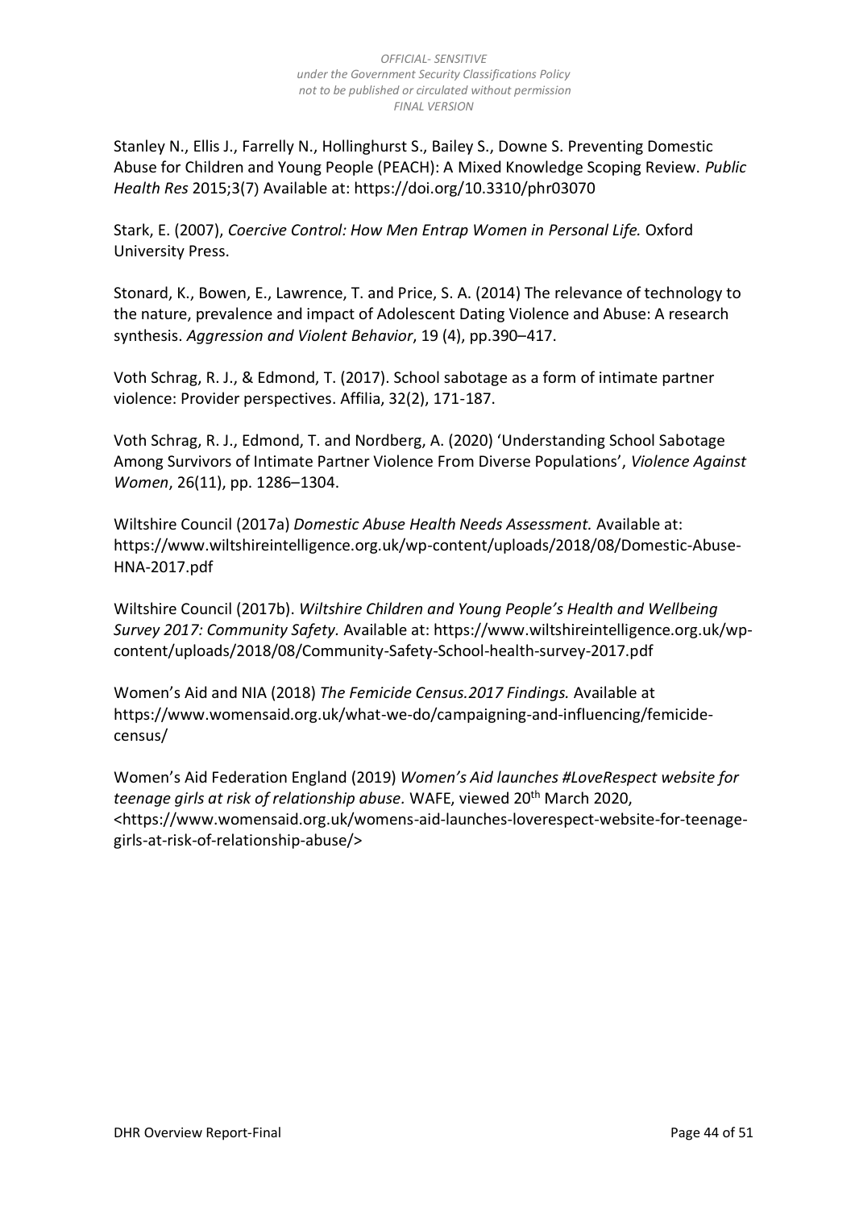Stanley N., Ellis J., Farrelly N., Hollinghurst S., Bailey S., Downe S. Preventing Domestic Abuse for Children and Young People (PEACH): A Mixed Knowledge Scoping Review. *Public Health Res* 2015;3(7) Available at: https://doi.org/10.3310/phr03070

Stark, E. (2007), *Coercive Control: How Men Entrap Women in Personal Life.* Oxford University Press.

Stonard, K., Bowen, E., Lawrence, T. and Price, S. A. (2014) The relevance of technology to the nature, prevalence and impact of Adolescent Dating Violence and Abuse: A research synthesis. *Aggression and Violent Behavior*, 19 (4), pp.390–417.

Voth Schrag, R. J., & Edmond, T. (2017). School sabotage as a form of intimate partner violence: Provider perspectives. Affilia, 32(2), 171-187.

Voth Schrag, R. J., Edmond, T. and Nordberg, A. (2020) 'Understanding School Sabotage Among Survivors of Intimate Partner Violence From Diverse Populations', *Violence Against Women*, 26(11), pp. 1286–1304.

Wiltshire Council (2017a) *Domestic Abuse Health Needs Assessment.* Available at: https://www.wiltshireintelligence.org.uk/wp-content/uploads/2018/08/Domestic-Abuse-HNA-2017.pdf

Wiltshire Council (2017b). *Wiltshire Children and Young People's Health and Wellbeing Survey 2017: Community Safety.* Available at: https://www.wiltshireintelligence.org.uk/wp-content/uploads/2018/08/Community-Safety-School-health-survey-2017.pdf

Women's Aid and NIA (2018) *The Femicide Census.2017 Findings.* Available at https://www.womensaid.org.uk/what-we-do/campaigning-and-influencing/femicide-census/

Women's Aid Federation England (2019) *Women's Aid launches #LoveRespect website for teenage girls at risk of relationship abuse.* WAFE, viewed 20th March 2020, <https://www.womensaid.org.uk/womens-aid-launches-loverespect-website-for-teenage-girls-at-risk-of-relationship-abuse/>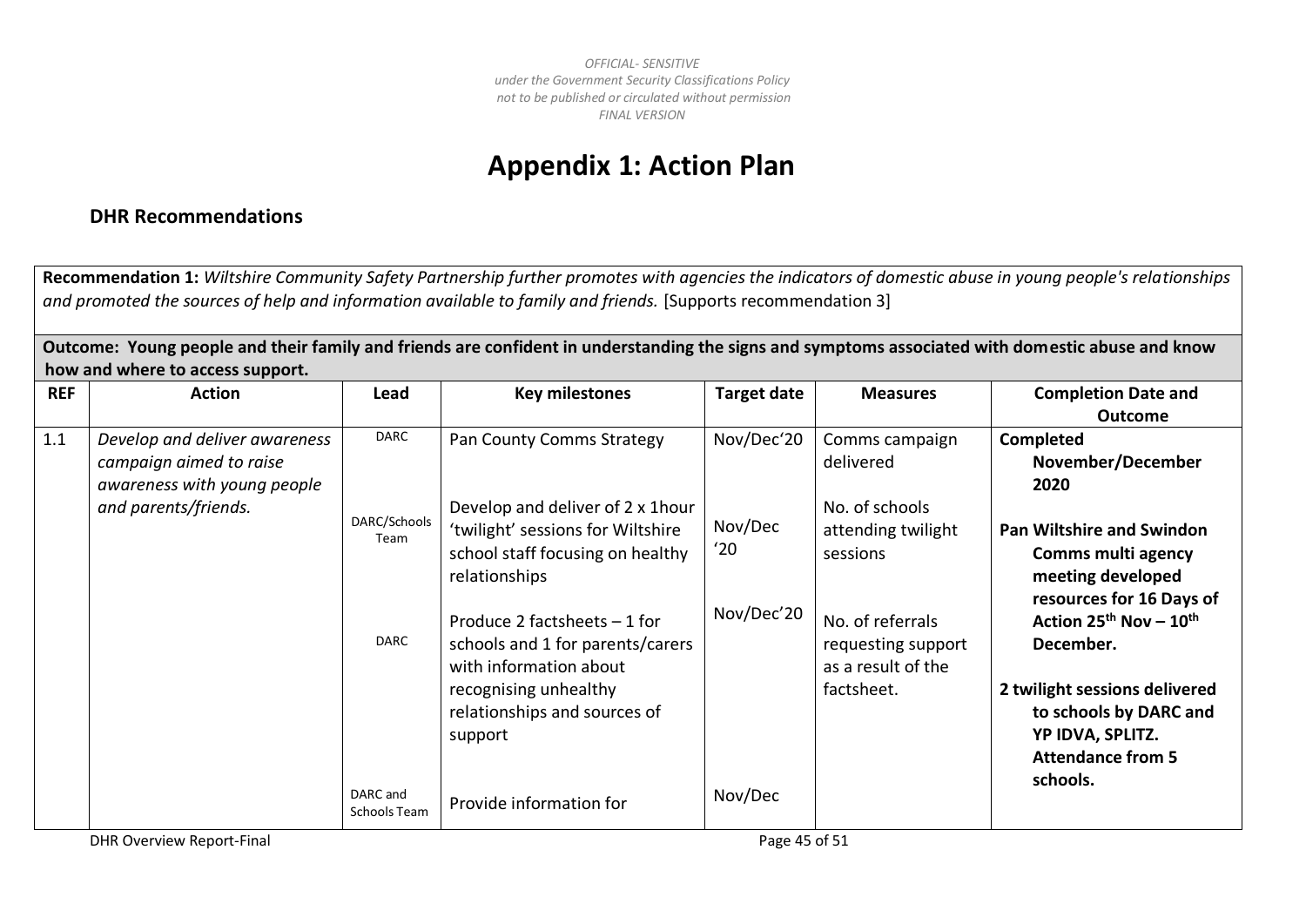OFFICIAL- SENSITIVE
*under the Government Security Classifications Policy*
*not to be published or circulated without permission*
*FINAL VERSION*

# Appendix 1: Action Plan

### DHR Recommendations

**Recommendation 1:** *Wiltshire Community Safety Partnership further promotes with agencies the indicators of domestic abuse in young people's relationships and promoted the sources of help and information available to family and friends.* [Supports recommendation 3]

**Outcome: Young people and their family and friends are confident in understanding the signs and symptoms associated with domestic abuse and know how and where to access support.**

| REF | Action | Lead | Key milestones | Target date | Measures | Completion Date and Outcome |
|---|---|---|---|---|---|---|
| 1.1 | *Develop and deliver awareness campaign aimed to raise awareness with young people and parents/friends.* | DARC<br><br>DARC/Schools Team<br><br>DARC<br><br>DARC and Schools Team | Pan County Comms Strategy<br><br>Develop and deliver of 2 x 1hour 'twilight' sessions for Wiltshire school staff focusing on healthy relationships<br><br>Produce 2 factsheets – 1 for schools and 1 for parents/carers with information about recognising unhealthy relationships and sources of support<br><br>Provide information for | Nov/Dec'20<br><br>Nov/Dec '20<br><br>Nov/Dec'20<br><br>Nov/Dec | Comms campaign delivered<br><br>No. of schools attending twilight sessions<br><br>No. of referrals requesting support as a result of the factsheet. | **Completed November/December 2020**<br><br>**Pan Wiltshire and Swindon Comms multi agency meeting developed resources for 16 Days of Action 25th Nov – 10th December.**<br><br>**2 twilight sessions delivered to schools by DARC and YP IDVA, SPLITZ. Attendance from 5 schools.** |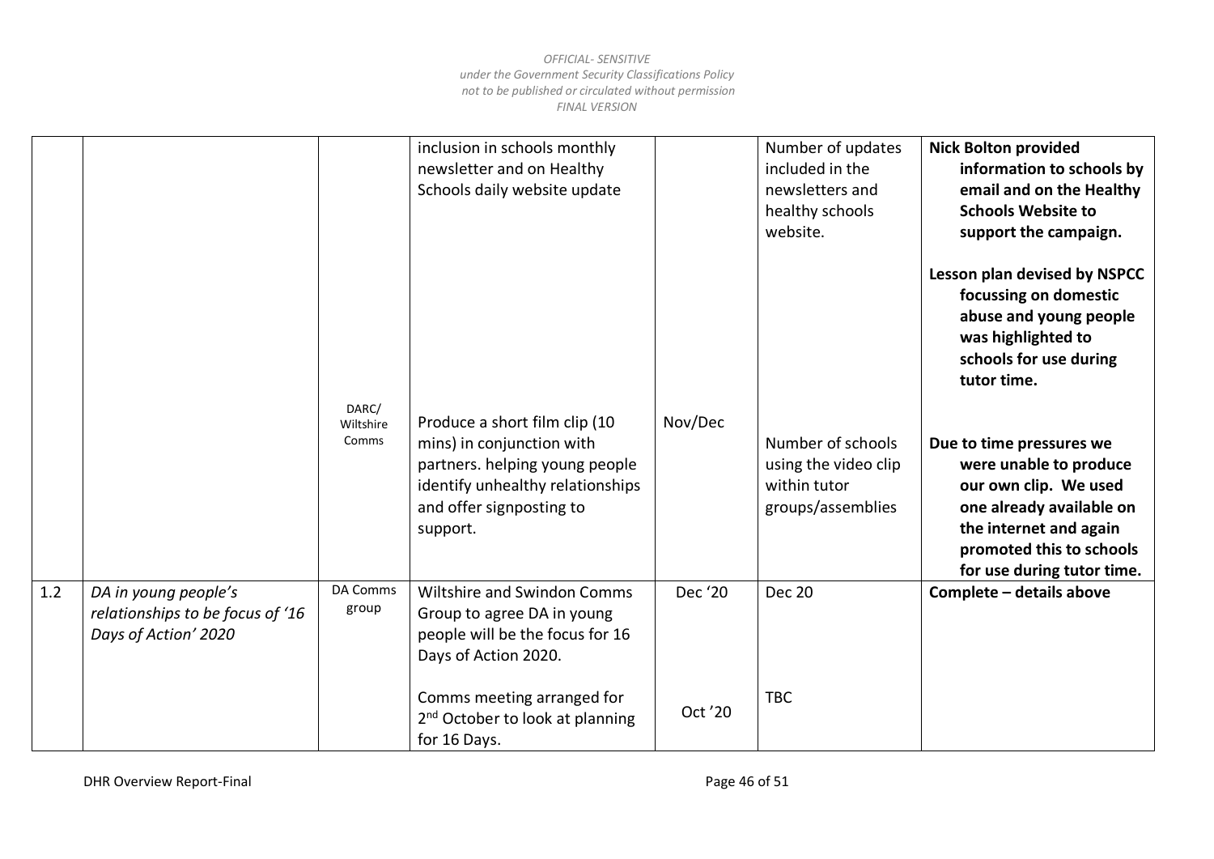| | | | inclusion in schools monthly newsletter and on Healthy Schools daily website update | | Number of updates included in the newsletters and healthy schools website. | **Nick Bolton provided information to schools by email and on the Healthy Schools Website to support the campaign.**<br><br>**Lesson plan devised by NSPCC focussing on domestic abuse and young people was highlighted to schools for use during tutor time.** |
|---|---|---|---|---|---|---|
| | | DARC/ Wiltshire Comms | Produce a short film clip (10 mins) in conjunction with partners. helping young people identify unhealthy relationships and offer signposting to support. | Nov/Dec | Number of schools using the video clip within tutor groups/assemblies | **Due to time pressures we were unable to produce our own clip. We used one already available on the internet and again promoted this to schools for use during tutor time.** |
| 1.2 | *DA in young people's relationships to be focus of '16 Days of Action' 2020* | DA Comms group | Wiltshire and Swindon Comms Group to agree DA in young people will be the focus for 16 Days of Action 2020.<br><br>Comms meeting arranged for 2nd October to look at planning for 16 Days. | Dec '20<br><br>Oct '20 | Dec 20<br><br>TBC | **Complete – details above** |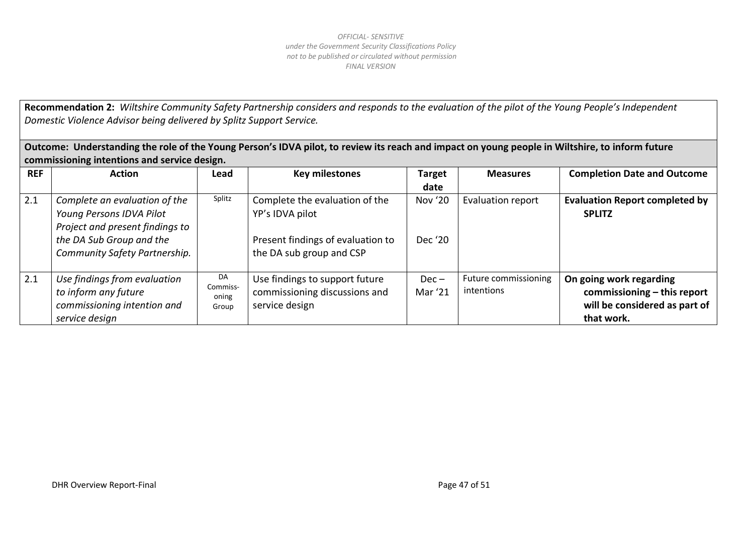**Recommendation 2:** *Wiltshire Community Safety Partnership considers and responds to the evaluation of the pilot of the Young People's Independent Domestic Violence Advisor being delivered by Splitz Support Service.*

**Outcome: Understanding the role of the Young Person's IDVA pilot, to review its reach and impact on young people in Wiltshire, to inform future commissioning intentions and service design.**

| REF | Action | Lead | Key milestones | Target date | Measures | Completion Date and Outcome |
|---|---|---|---|---|---|---|
| 2.1 | *Complete an evaluation of the Young Persons IDVA Pilot Project and present findings to the DA Sub Group and the Community Safety Partnership.* | Splitz | Complete the evaluation of the YP's IDVA pilot<br><br>Present findings of evaluation to the DA sub group and CSP | Nov '20<br><br>Dec '20 | Evaluation report | **Evaluation Report completed by SPLITZ** |
| 2.1 | *Use findings from evaluation to inform any future commissioning intention and service design* | DA Commiss-oning Group | Use findings to support future commissioning discussions and service design | Dec – Mar '21 | Future commissioning intentions | **On going work regarding commissioning – this report will be considered as part of that work.** |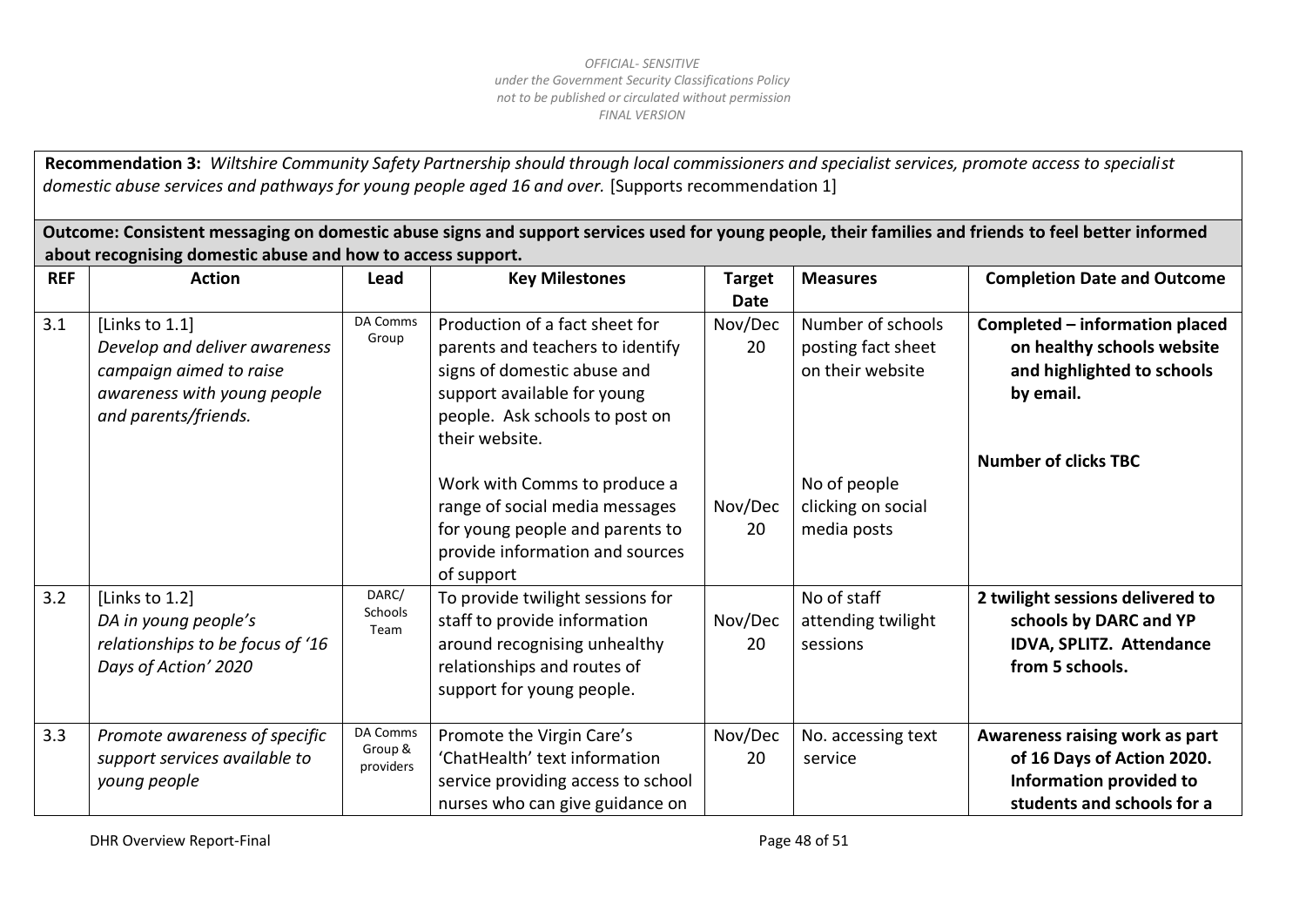OFFICIAL- SENSITIVE
*under the Government Security Classifications Policy*
*not to be published or circulated without permission*
*FINAL VERSION*

**Recommendation 3:** *Wiltshire Community Safety Partnership should through local commissioners and specialist services, promote access to specialist domestic abuse services and pathways for young people aged 16 and over.* [Supports recommendation 1]

**Outcome: Consistent messaging on domestic abuse signs and support services used for young people, their families and friends to feel better informed about recognising domestic abuse and how to access support.**

| REF | Action | Lead | Key Milestones | Target Date | Measures | Completion Date and Outcome |
|---|---|---|---|---|---|---|
| 3.1 | [Links to 1.1] *Develop and deliver awareness campaign aimed to raise awareness with young people and parents/friends.* | DA Comms Group | Production of a fact sheet for parents and teachers to identify signs of domestic abuse and support available for young people. Ask schools to post on their website.<br><br>Work with Comms to produce a range of social media messages for young people and parents to provide information and sources of support | Nov/Dec 20<br><br>Nov/Dec 20 | Number of schools posting fact sheet on their website<br><br>No of people clicking on social media posts | **Completed – information placed on healthy schools website and highlighted to schools by email.**<br><br>**Number of clicks TBC** |
| 3.2 | [Links to 1.2] *DA in young people's relationships to be focus of '16 Days of Action' 2020* | DARC/ Schools Team | To provide twilight sessions for staff to provide information around recognising unhealthy relationships and routes of support for young people. | Nov/Dec 20 | No of staff attending twilight sessions | **2 twilight sessions delivered to schools by DARC and YP IDVA, SPLITZ. Attendance from 5 schools.** |
| 3.3 | *Promote awareness of specific support services available to young people* | DA Comms Group & providers | Promote the Virgin Care's 'ChatHealth' text information service providing access to school nurses who can give guidance on | Nov/Dec 20 | No. accessing text service | **Awareness raising work as part of 16 Days of Action 2020. Information provided to students and schools for a** |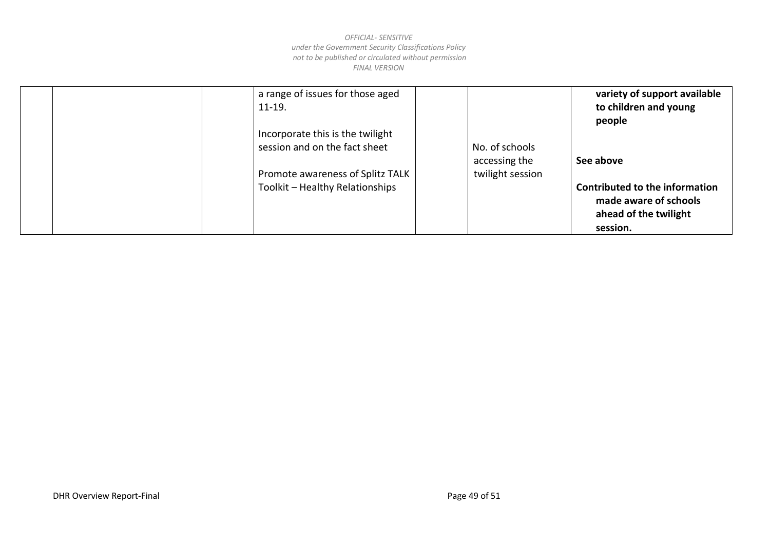| | | | | | | |
|---|---|---|---|---|---|---|
| | | | a range of issues for those aged 11-19.<br><br>Incorporate this is the twilight session and on the fact sheet<br><br>Promote awareness of Splitz TALK Toolkit – Healthy Relationships | | No. of schools accessing the twilight session | **variety of support available to children and young people**<br><br>**See above**<br><br>**Contributed to the information made aware of schools ahead of the twilight session.** |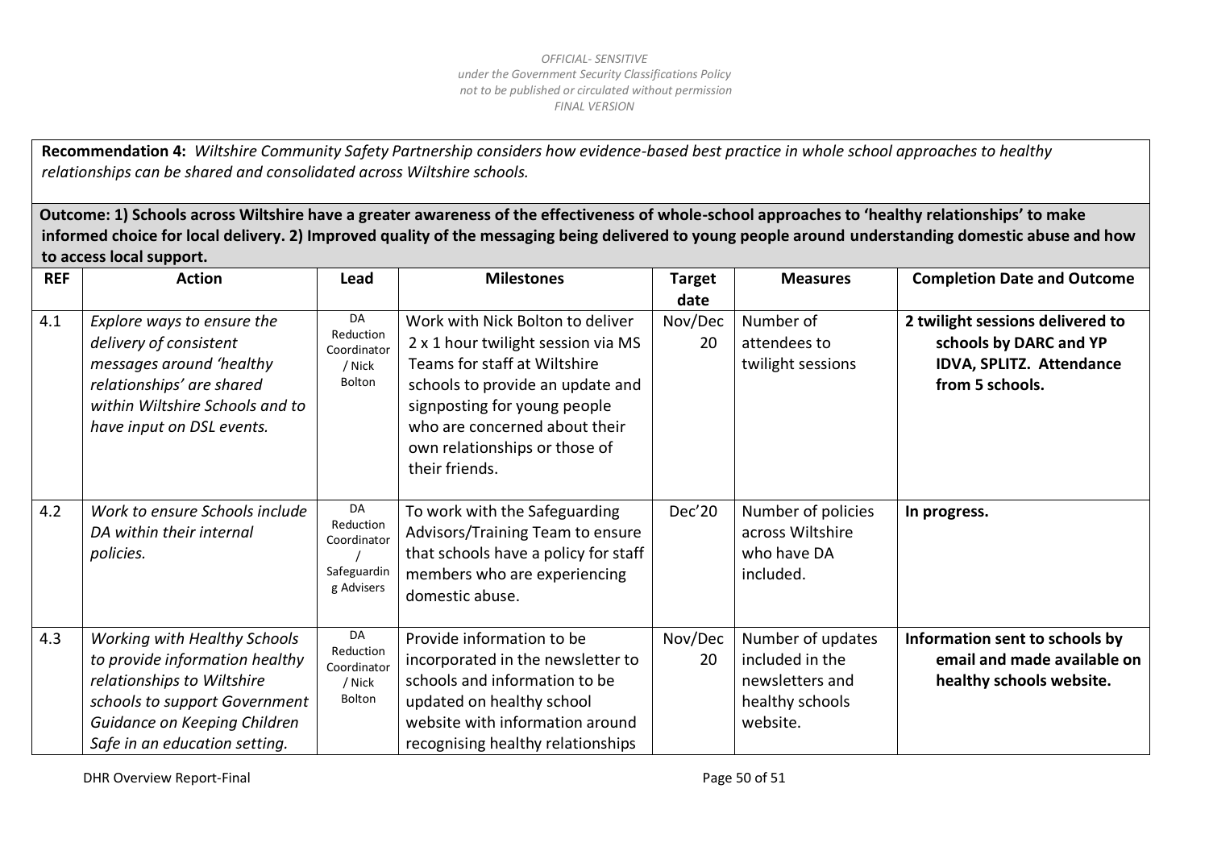**Recommendation 4:** *Wiltshire Community Safety Partnership considers how evidence-based best practice in whole school approaches to healthy relationships can be shared and consolidated across Wiltshire schools.*

**Outcome: 1) Schools across Wiltshire have a greater awareness of the effectiveness of whole-school approaches to 'healthy relationships' to make informed choice for local delivery. 2) Improved quality of the messaging being delivered to young people around understanding domestic abuse and how to access local support.**

| REF | Action | Lead | Milestones | Target date | Measures | Completion Date and Outcome |
|---|---|---|---|---|---|---|
| 4.1 | *Explore ways to ensure the delivery of consistent messages around 'healthy relationships' are shared within Wiltshire Schools and to have input on DSL events.* | DA Reduction Coordinator / Nick Bolton | Work with Nick Bolton to deliver 2 x 1 hour twilight session via MS Teams for staff at Wiltshire schools to provide an update and signposting for young people who are concerned about their own relationships or those of their friends. | Nov/Dec 20 | Number of attendees to twilight sessions | **2 twilight sessions delivered to schools by DARC and YP IDVA, SPLITZ. Attendance from 5 schools.** |
| 4.2 | *Work to ensure Schools include DA within their internal policies.* | DA Reduction Coordinator / Safeguarding Advisers | To work with the Safeguarding Advisors/Training Team to ensure that schools have a policy for staff members who are experiencing domestic abuse. | Dec'20 | Number of policies across Wiltshire who have DA included. | **In progress.** |
| 4.3 | *Working with Healthy Schools to provide information healthy relationships to Wiltshire schools to support Government Guidance on Keeping Children Safe in an education setting.* | DA Reduction Coordinator / Nick Bolton | Provide information to be incorporated in the newsletter to schools and information to be updated on healthy school website with information around recognising healthy relationships | Nov/Dec 20 | Number of updates included in the newsletters and healthy schools website. | **Information sent to schools by email and made available on healthy schools website.** |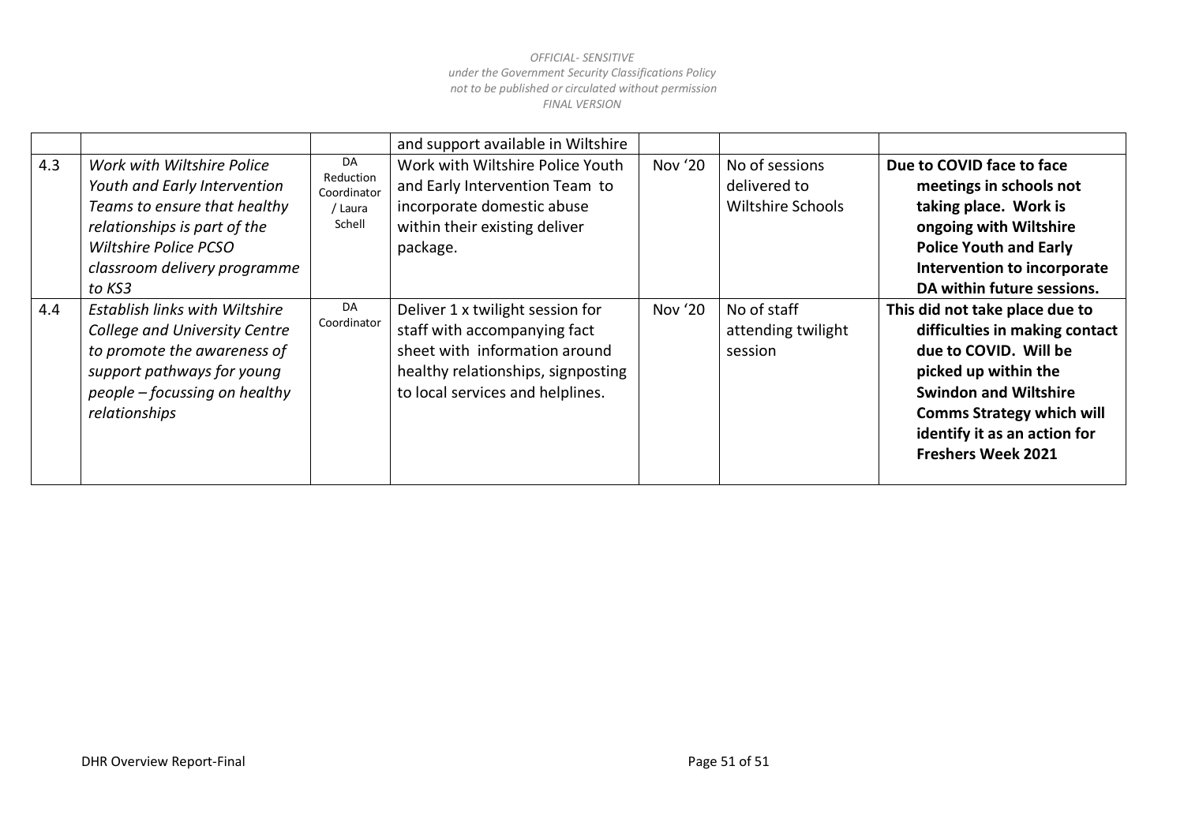| | | | | | | |
|---|---|---|---|---|---|---|
| | | | and support available in Wiltshire | | | |
| 4.3 | *Work with Wiltshire Police Youth and Early Intervention Teams to ensure that healthy relationships is part of the Wiltshire Police PCSO classroom delivery programme to KS3* | DA Reduction Coordinator / Laura Schell | Work with Wiltshire Police Youth and Early Intervention Team to incorporate domestic abuse within their existing deliver package. | Nov '20 | No of sessions delivered to Wiltshire Schools | **Due to COVID face to face meetings in schools not taking place. Work is ongoing with Wiltshire Police Youth and Early Intervention to incorporate DA within future sessions.** |
| 4.4 | *Establish links with Wiltshire College and University Centre to promote the awareness of support pathways for young people – focussing on healthy relationships* | DA Coordinator | Deliver 1 x twilight session for staff with accompanying fact sheet with information around healthy relationships, signposting to local services and helplines. | Nov '20 | No of staff attending twilight session | **This did not take place due to difficulties in making contact due to COVID. Will be picked up within the Swindon and Wiltshire Comms Strategy which will identify it as an action for Freshers Week 2021** |